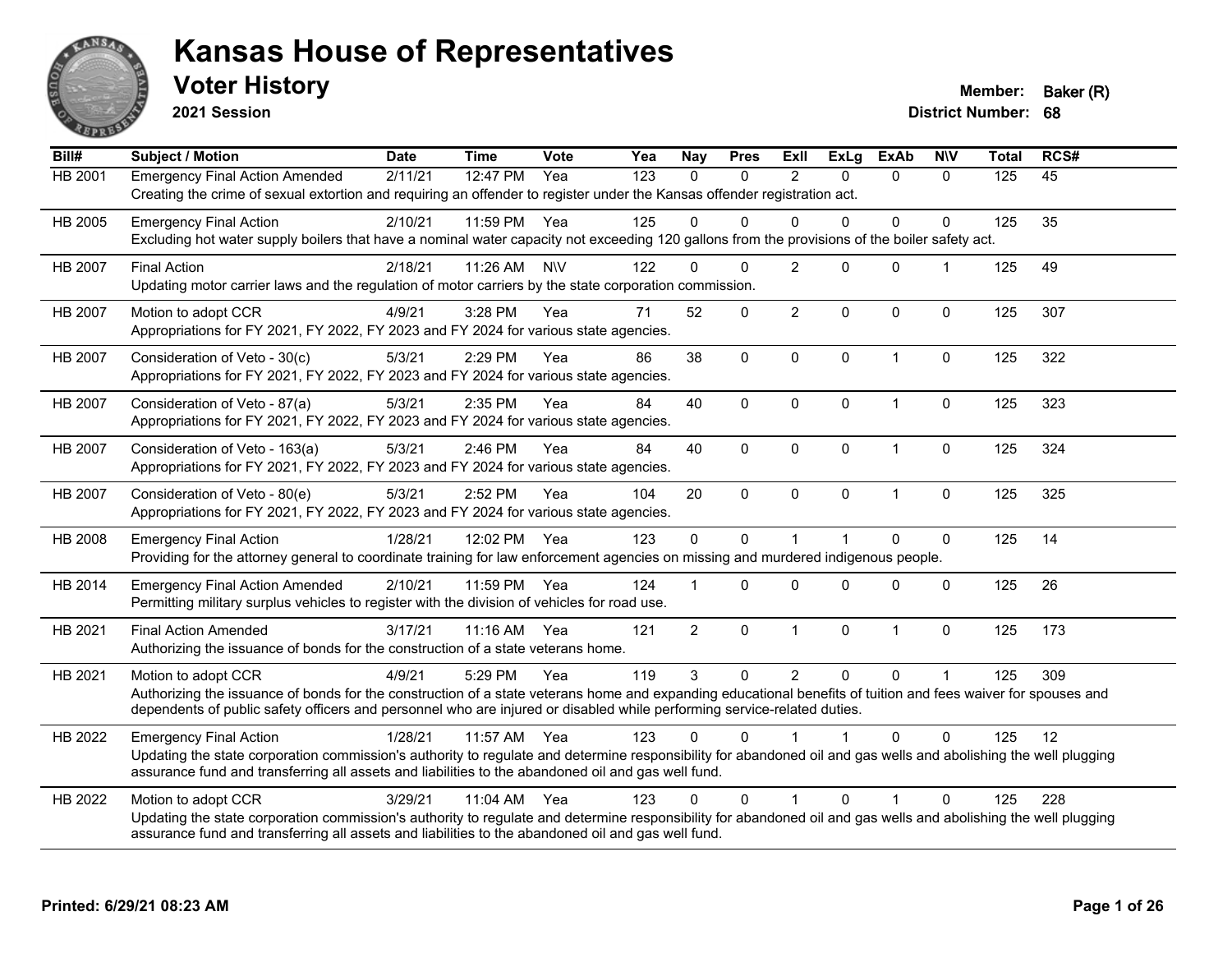# Kansas House of Representatives

## Voter History

**2021 Session**

**Member:** Baker (R)
**District Number:** 68

| Bill# | Subject / Motion | Date | Time | Vote | Yea | Nay | Pres | ExII | ExLg | ExAb | N\V | Total | RCS# |
|---|---|---|---|---|---|---|---|---|---|---|---|---|---|
| HB 2001 | Emergency Final Action Amended | 2/11/21 | 12:47 PM | Yea | 123 | 0 | 0 | 2 | 0 | 0 | 0 | 125 | 45 |
| | Creating the crime of sexual extortion and requiring an offender to register under the Kansas offender registration act. | | | | | | | | | | | | |
| HB 2005 | Emergency Final Action | 2/10/21 | 11:59 PM | Yea | 125 | 0 | 0 | 0 | 0 | 0 | 0 | 125 | 35 |
| | Excluding hot water supply boilers that have a nominal water capacity not exceeding 120 gallons from the provisions of the boiler safety act. | | | | | | | | | | | | |
| HB 2007 | Final Action | 2/18/21 | 11:26 AM | N\V | 122 | 0 | 0 | 2 | 0 | 0 | 1 | 125 | 49 |
| | Updating motor carrier laws and the regulation of motor carriers by the state corporation commission. | | | | | | | | | | | | |
| HB 2007 | Motion to adopt CCR | 4/9/21 | 3:28 PM | Yea | 71 | 52 | 0 | 2 | 0 | 0 | 0 | 125 | 307 |
| | Appropriations for FY 2021, FY 2022, FY 2023 and FY 2024 for various state agencies. | | | | | | | | | | | | |
| HB 2007 | Consideration of Veto - 30(c) | 5/3/21 | 2:29 PM | Yea | 86 | 38 | 0 | 0 | 0 | 1 | 0 | 125 | 322 |
| | Appropriations for FY 2021, FY 2022, FY 2023 and FY 2024 for various state agencies. | | | | | | | | | | | | |
| HB 2007 | Consideration of Veto - 87(a) | 5/3/21 | 2:35 PM | Yea | 84 | 40 | 0 | 0 | 0 | 1 | 0 | 125 | 323 |
| | Appropriations for FY 2021, FY 2022, FY 2023 and FY 2024 for various state agencies. | | | | | | | | | | | | |
| HB 2007 | Consideration of Veto - 163(a) | 5/3/21 | 2:46 PM | Yea | 84 | 40 | 0 | 0 | 0 | 1 | 0 | 125 | 324 |
| | Appropriations for FY 2021, FY 2022, FY 2023 and FY 2024 for various state agencies. | | | | | | | | | | | | |
| HB 2007 | Consideration of Veto - 80(e) | 5/3/21 | 2:52 PM | Yea | 104 | 20 | 0 | 0 | 0 | 1 | 0 | 125 | 325 |
| | Appropriations for FY 2021, FY 2022, FY 2023 and FY 2024 for various state agencies. | | | | | | | | | | | | |
| HB 2008 | Emergency Final Action | 1/28/21 | 12:02 PM | Yea | 123 | 0 | 0 | 1 | 1 | 0 | 0 | 125 | 14 |
| | Providing for the attorney general to coordinate training for law enforcement agencies on missing and murdered indigenous people. | | | | | | | | | | | | |
| HB 2014 | Emergency Final Action Amended | 2/10/21 | 11:59 PM | Yea | 124 | 1 | 0 | 0 | 0 | 0 | 0 | 125 | 26 |
| | Permitting military surplus vehicles to register with the division of vehicles for road use. | | | | | | | | | | | | |
| HB 2021 | Final Action Amended | 3/17/21 | 11:16 AM | Yea | 121 | 2 | 0 | 1 | 0 | 1 | 0 | 125 | 173 |
| | Authorizing the issuance of bonds for the construction of a state veterans home. | | | | | | | | | | | | |
| HB 2021 | Motion to adopt CCR | 4/9/21 | 5:29 PM | Yea | 119 | 3 | 0 | 2 | 0 | 0 | 1 | 125 | 309 |
| | Authorizing the issuance of bonds for the construction of a state veterans home and expanding educational benefits of tuition and fees waiver for spouses and dependents of public safety officers and personnel who are injured or disabled while performing service-related duties. | | | | | | | | | | | | |
| HB 2022 | Emergency Final Action | 1/28/21 | 11:57 AM | Yea | 123 | 0 | 0 | 1 | 1 | 0 | 0 | 125 | 12 |
| | Updating the state corporation commission's authority to regulate and determine responsibility for abandoned oil and gas wells and abolishing the well plugging assurance fund and transferring all assets and liabilities to the abandoned oil and gas well fund. | | | | | | | | | | | | |
| HB 2022 | Motion to adopt CCR | 3/29/21 | 11:04 AM | Yea | 123 | 0 | 0 | 1 | 0 | 1 | 0 | 125 | 228 |
| | Updating the state corporation commission's authority to regulate and determine responsibility for abandoned oil and gas wells and abolishing the well plugging assurance fund and transferring all assets and liabilities to the abandoned oil and gas well fund. | | | | | | | | | | | | |

**Printed: 6/29/21 08:23 AM**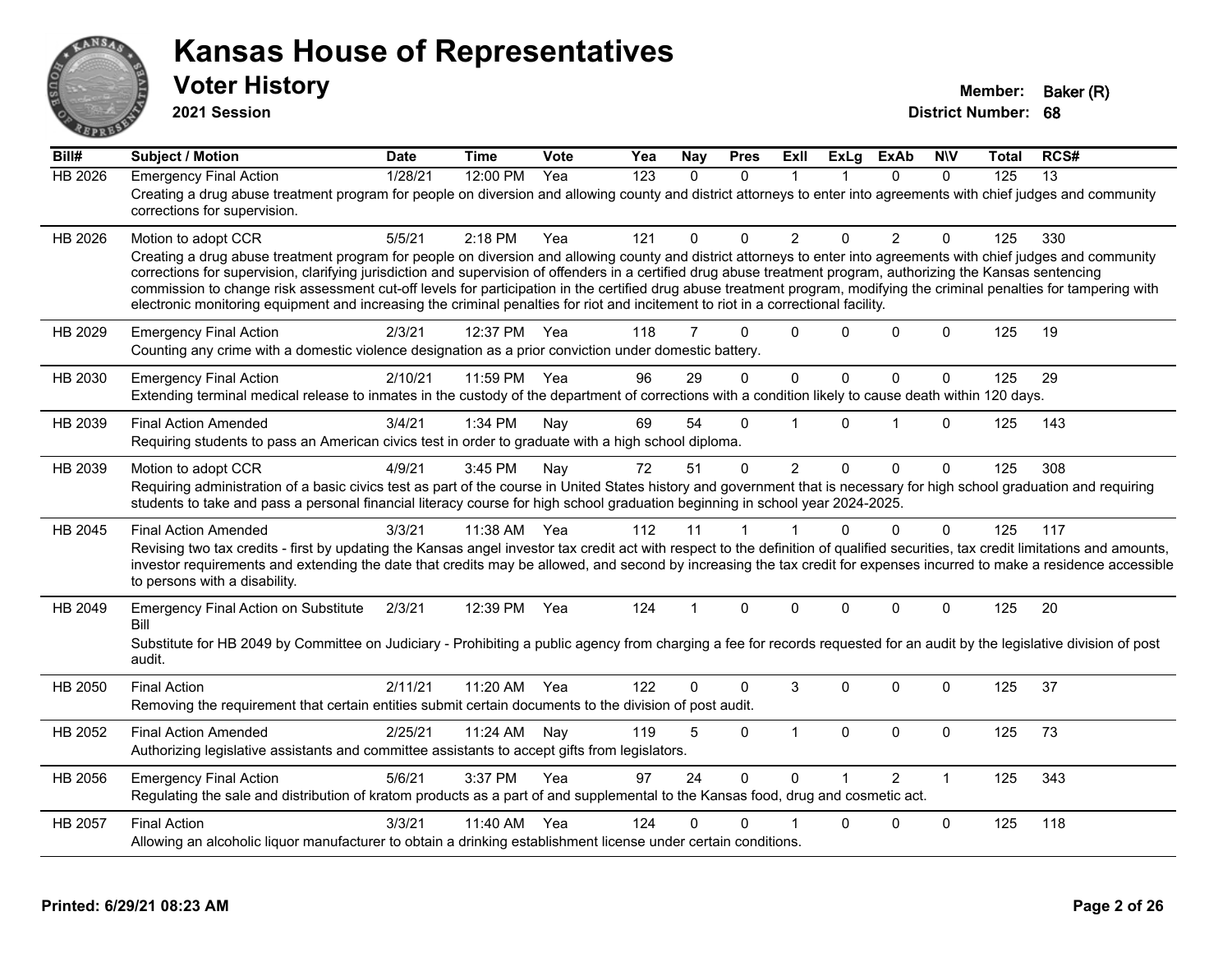# Kansas House of Representatives

## Voter History

**2021 Session**

**Member:** Baker (R)
**District Number:** 68

| Bill# | Subject / Motion | Date | Time | Vote | Yea | Nay | Pres | ExII | ExLg | ExAb | N\V | Total | RCS# |
|---|---|---|---|---|---|---|---|---|---|---|---|---|---|
| HB 2026 | Emergency Final Action | 1/28/21 | 12:00 PM | Yea | 123 | 0 | 0 | 1 | 1 | 0 | 0 | 125 | 13 |
| | Creating a drug abuse treatment program for people on diversion and allowing county and district attorneys to enter into agreements with chief judges and community corrections for supervision. | | | | | | | | | | | | |
| HB 2026 | Motion to adopt CCR | 5/5/21 | 2:18 PM | Yea | 121 | 0 | 0 | 2 | 0 | 2 | 0 | 125 | 330 |
| | Creating a drug abuse treatment program for people on diversion and allowing county and district attorneys to enter into agreements with chief judges and community corrections for supervision, clarifying jurisdiction and supervision of offenders in a certified drug abuse treatment program, authorizing the Kansas sentencing commission to change risk assessment cut-off levels for participation in the certified drug abuse treatment program, modifying the criminal penalties for tampering with electronic monitoring equipment and increasing the criminal penalties for riot and incitement to riot in a correctional facility. | | | | | | | | | | | | |
| HB 2029 | Emergency Final Action | 2/3/21 | 12:37 PM | Yea | 118 | 7 | 0 | 0 | 0 | 0 | 0 | 125 | 19 |
| | Counting any crime with a domestic violence designation as a prior conviction under domestic battery. | | | | | | | | | | | | |
| HB 2030 | Emergency Final Action | 2/10/21 | 11:59 PM | Yea | 96 | 29 | 0 | 0 | 0 | 0 | 0 | 125 | 29 |
| | Extending terminal medical release to inmates in the custody of the department of corrections with a condition likely to cause death within 120 days. | | | | | | | | | | | | |
| HB 2039 | Final Action Amended | 3/4/21 | 1:34 PM | Nay | 69 | 54 | 0 | 1 | 0 | 1 | 0 | 125 | 143 |
| | Requiring students to pass an American civics test in order to graduate with a high school diploma. | | | | | | | | | | | | |
| HB 2039 | Motion to adopt CCR | 4/9/21 | 3:45 PM | Nay | 72 | 51 | 0 | 2 | 0 | 0 | 0 | 125 | 308 |
| | Requiring administration of a basic civics test as part of the course in United States history and government that is necessary for high school graduation and requiring students to take and pass a personal financial literacy course for high school graduation beginning in school year 2024-2025. | | | | | | | | | | | | |
| HB 2045 | Final Action Amended | 3/3/21 | 11:38 AM | Yea | 112 | 11 | 1 | 1 | 0 | 0 | 0 | 125 | 117 |
| | Revising two tax credits - first by updating the Kansas angel investor tax credit act with respect to the definition of qualified securities, tax credit limitations and amounts, investor requirements and extending the date that credits may be allowed, and second by increasing the tax credit for expenses incurred to make a residence accessible to persons with a disability. | | | | | | | | | | | | |
| HB 2049 | Emergency Final Action on Substitute Bill | 2/3/21 | 12:39 PM | Yea | 124 | 1 | 0 | 0 | 0 | 0 | 0 | 125 | 20 |
| | Substitute for HB 2049 by Committee on Judiciary - Prohibiting a public agency from charging a fee for records requested for an audit by the legislative division of post audit. | | | | | | | | | | | | |
| HB 2050 | Final Action | 2/11/21 | 11:20 AM | Yea | 122 | 0 | 0 | 3 | 0 | 0 | 0 | 125 | 37 |
| | Removing the requirement that certain entities submit certain documents to the division of post audit. | | | | | | | | | | | | |
| HB 2052 | Final Action Amended | 2/25/21 | 11:24 AM | Nay | 119 | 5 | 0 | 1 | 0 | 0 | 0 | 125 | 73 |
| | Authorizing legislative assistants and committee assistants to accept gifts from legislators. | | | | | | | | | | | | |
| HB 2056 | Emergency Final Action | 5/6/21 | 3:37 PM | Yea | 97 | 24 | 0 | 0 | 1 | 2 | 1 | 125 | 343 |
| | Regulating the sale and distribution of kratom products as a part of and supplemental to the Kansas food, drug and cosmetic act. | | | | | | | | | | | | |
| HB 2057 | Final Action | 3/3/21 | 11:40 AM | Yea | 124 | 0 | 0 | 1 | 0 | 0 | 0 | 125 | 118 |
| | Allowing an alcoholic liquor manufacturer to obtain a drinking establishment license under certain conditions. | | | | | | | | | | | | |

**Printed: 6/29/21 08:23 AM**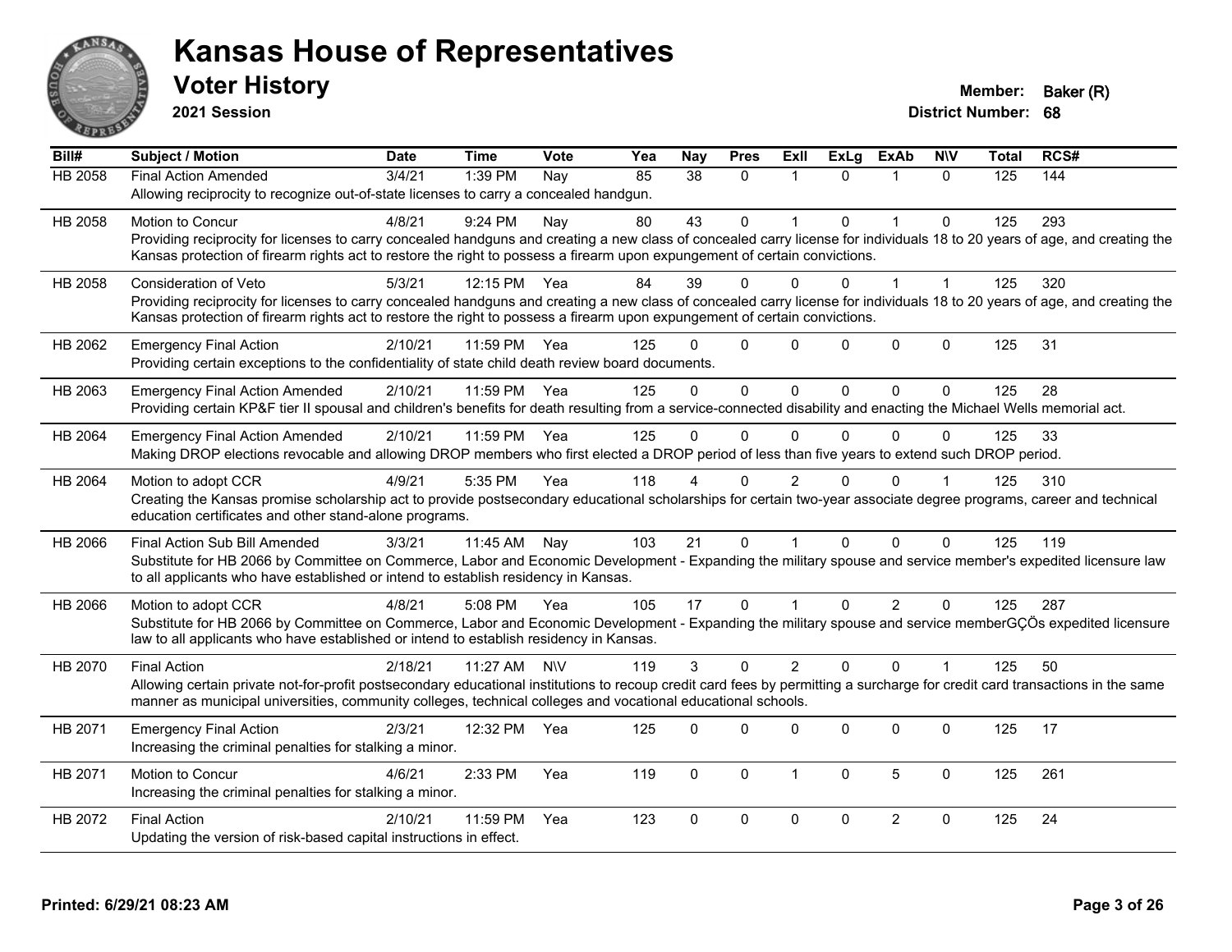# Kansas House of Representatives

## Voter History

**2021 Session**

**Member:** Baker (R)
**District Number:** 68

| Bill# | Subject / Motion | Date | Time | Vote | Yea | Nay | Pres | ExII | ExLg | ExAb | N\V | Total | RCS# |
|---|---|---|---|---|---|---|---|---|---|---|---|---|---|
| HB 2058 | Final Action Amended | 3/4/21 | 1:39 PM | Nay | 85 | 38 | 0 | 1 | 0 | 1 | 0 | 125 | 144 |
| | Allowing reciprocity to recognize out-of-state licenses to carry a concealed handgun. | | | | | | | | | | | | |
| HB 2058 | Motion to Concur | 4/8/21 | 9:24 PM | Nay | 80 | 43 | 0 | 1 | 0 | 1 | 0 | 125 | 293 |
| | Providing reciprocity for licenses to carry concealed handguns and creating a new class of concealed carry license for individuals 18 to 20 years of age, and creating the Kansas protection of firearm rights act to restore the right to possess a firearm upon expungement of certain convictions. | | | | | | | | | | | | |
| HB 2058 | Consideration of Veto | 5/3/21 | 12:15 PM | Yea | 84 | 39 | 0 | 0 | 0 | 1 | 1 | 125 | 320 |
| | Providing reciprocity for licenses to carry concealed handguns and creating a new class of concealed carry license for individuals 18 to 20 years of age, and creating the Kansas protection of firearm rights act to restore the right to possess a firearm upon expungement of certain convictions. | | | | | | | | | | | | |
| HB 2062 | Emergency Final Action | 2/10/21 | 11:59 PM | Yea | 125 | 0 | 0 | 0 | 0 | 0 | 0 | 125 | 31 |
| | Providing certain exceptions to the confidentiality of state child death review board documents. | | | | | | | | | | | | |
| HB 2063 | Emergency Final Action Amended | 2/10/21 | 11:59 PM | Yea | 125 | 0 | 0 | 0 | 0 | 0 | 0 | 125 | 28 |
| | Providing certain KP&F tier II spousal and children's benefits for death resulting from a service-connected disability and enacting the Michael Wells memorial act. | | | | | | | | | | | | |
| HB 2064 | Emergency Final Action Amended | 2/10/21 | 11:59 PM | Yea | 125 | 0 | 0 | 0 | 0 | 0 | 0 | 125 | 33 |
| | Making DROP elections revocable and allowing DROP members who first elected a DROP period of less than five years to extend such DROP period. | | | | | | | | | | | | |
| HB 2064 | Motion to adopt CCR | 4/9/21 | 5:35 PM | Yea | 118 | 4 | 0 | 2 | 0 | 0 | 1 | 125 | 310 |
| | Creating the Kansas promise scholarship act to provide postsecondary educational scholarships for certain two-year associate degree programs, career and technical education certificates and other stand-alone programs. | | | | | | | | | | | | |
| HB 2066 | Final Action Sub Bill Amended | 3/3/21 | 11:45 AM | Nay | 103 | 21 | 0 | 1 | 0 | 0 | 0 | 125 | 119 |
| | Substitute for HB 2066 by Committee on Commerce, Labor and Economic Development - Expanding the military spouse and service member's expedited licensure law to all applicants who have established or intend to establish residency in Kansas. | | | | | | | | | | | | |
| HB 2066 | Motion to adopt CCR | 4/8/21 | 5:08 PM | Yea | 105 | 17 | 0 | 1 | 0 | 2 | 0 | 125 | 287 |
| | Substitute for HB 2066 by Committee on Commerce, Labor and Economic Development - Expanding the military spouse and service memberGÇÖs expedited licensure law to all applicants who have established or intend to establish residency in Kansas. | | | | | | | | | | | | |
| HB 2070 | Final Action | 2/18/21 | 11:27 AM | N\V | 119 | 3 | 0 | 2 | 0 | 0 | 1 | 125 | 50 |
| | Allowing certain private not-for-profit postsecondary educational institutions to recoup credit card fees by permitting a surcharge for credit card transactions in the same manner as municipal universities, community colleges, technical colleges and vocational educational schools. | | | | | | | | | | | | |
| HB 2071 | Emergency Final Action | 2/3/21 | 12:32 PM | Yea | 125 | 0 | 0 | 0 | 0 | 0 | 0 | 125 | 17 |
| | Increasing the criminal penalties for stalking a minor. | | | | | | | | | | | | |
| HB 2071 | Motion to Concur | 4/6/21 | 2:33 PM | Yea | 119 | 0 | 0 | 1 | 0 | 5 | 0 | 125 | 261 |
| | Increasing the criminal penalties for stalking a minor. | | | | | | | | | | | | |
| HB 2072 | Final Action | 2/10/21 | 11:59 PM | Yea | 123 | 0 | 0 | 0 | 0 | 2 | 0 | 125 | 24 |
| | Updating the version of risk-based capital instructions in effect. | | | | | | | | | | | | |

**Printed: 6/29/21 08:23 AM**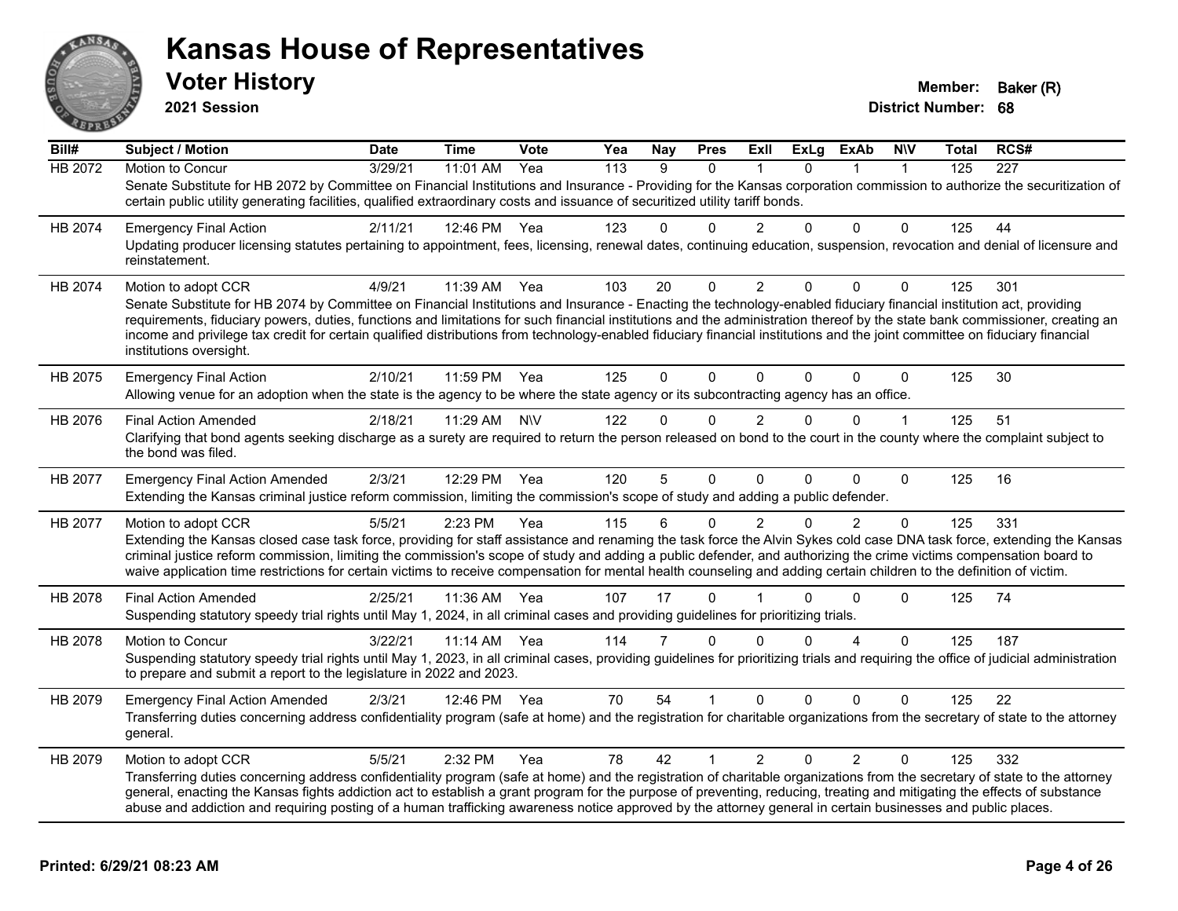# Kansas House of Representatives

## Voter History

**2021 Session**

**Member:** Baker (R)
**District Number:** 68

| Bill# | Subject / Motion | Date | Time | Vote | Yea | Nay | Pres | ExII | ExLg | ExAb | N\V | Total | RCS# |
|---|---|---|---|---|---|---|---|---|---|---|---|---|---|
| HB 2072 | Motion to Concur | 3/29/21 | 11:01 AM | Yea | 113 | 9 | 0 | 1 | 0 | 1 | 1 | 125 | 227 |
| | Senate Substitute for HB 2072 by Committee on Financial Institutions and Insurance - Providing for the Kansas corporation commission to authorize the securitization of certain public utility generating facilities, qualified extraordinary costs and issuance of securitized utility tariff bonds. | | | | | | | | | | | | |
| HB 2074 | Emergency Final Action | 2/11/21 | 12:46 PM | Yea | 123 | 0 | 0 | 2 | 0 | 0 | 0 | 125 | 44 |
| | Updating producer licensing statutes pertaining to appointment, fees, licensing, renewal dates, continuing education, suspension, revocation and denial of licensure and reinstatement. | | | | | | | | | | | | |
| HB 2074 | Motion to adopt CCR | 4/9/21 | 11:39 AM | Yea | 103 | 20 | 0 | 2 | 0 | 0 | 0 | 125 | 301 |
| | Senate Substitute for HB 2074 by Committee on Financial Institutions and Insurance - Enacting the technology-enabled fiduciary financial institution act, providing requirements, fiduciary powers, duties, functions and limitations for such financial institutions and the administration thereof by the state bank commissioner, creating an income and privilege tax credit for certain qualified distributions from technology-enabled fiduciary financial institutions and the joint committee on fiduciary financial institutions oversight. | | | | | | | | | | | | |
| HB 2075 | Emergency Final Action | 2/10/21 | 11:59 PM | Yea | 125 | 0 | 0 | 0 | 0 | 0 | 0 | 125 | 30 |
| | Allowing venue for an adoption when the state is the agency to be where the state agency or its subcontracting agency has an office. | | | | | | | | | | | | |
| HB 2076 | Final Action Amended | 2/18/21 | 11:29 AM | N\V | 122 | 0 | 0 | 2 | 0 | 0 | 1 | 125 | 51 |
| | Clarifying that bond agents seeking discharge as a surety are required to return the person released on bond to the court in the county where the complaint subject to the bond was filed. | | | | | | | | | | | | |
| HB 2077 | Emergency Final Action Amended | 2/3/21 | 12:29 PM | Yea | 120 | 5 | 0 | 0 | 0 | 0 | 0 | 125 | 16 |
| | Extending the Kansas criminal justice reform commission, limiting the commission's scope of study and adding a public defender. | | | | | | | | | | | | |
| HB 2077 | Motion to adopt CCR | 5/5/21 | 2:23 PM | Yea | 115 | 6 | 0 | 2 | 0 | 2 | 0 | 125 | 331 |
| | Extending the Kansas closed case task force, providing for staff assistance and renaming the task force the Alvin Sykes cold case DNA task force, extending the Kansas criminal justice reform commission, limiting the commission's scope of study and adding a public defender, and authorizing the crime victims compensation board to waive application time restrictions for certain victims to receive compensation for mental health counseling and adding certain children to the definition of victim. | | | | | | | | | | | | |
| HB 2078 | Final Action Amended | 2/25/21 | 11:36 AM | Yea | 107 | 17 | 0 | 1 | 0 | 0 | 0 | 125 | 74 |
| | Suspending statutory speedy trial rights until May 1, 2024, in all criminal cases and providing guidelines for prioritizing trials. | | | | | | | | | | | | |
| HB 2078 | Motion to Concur | 3/22/21 | 11:14 AM | Yea | 114 | 7 | 0 | 0 | 0 | 4 | 0 | 125 | 187 |
| | Suspending statutory speedy trial rights until May 1, 2023, in all criminal cases, providing guidelines for prioritizing trials and requiring the office of judicial administration to prepare and submit a report to the legislature in 2022 and 2023. | | | | | | | | | | | | |
| HB 2079 | Emergency Final Action Amended | 2/3/21 | 12:46 PM | Yea | 70 | 54 | 1 | 0 | 0 | 0 | 0 | 125 | 22 |
| | Transferring duties concerning address confidentiality program (safe at home) and the registration for charitable organizations from the secretary of state to the attorney general. | | | | | | | | | | | | |
| HB 2079 | Motion to adopt CCR | 5/5/21 | 2:32 PM | Yea | 78 | 42 | 1 | 2 | 0 | 2 | 0 | 125 | 332 |
| | Transferring duties concerning address confidentiality program (safe at home) and the registration of charitable organizations from the secretary of state to the attorney general, enacting the Kansas fights addiction act to establish a grant program for the purpose of preventing, reducing, treating and mitigating the effects of substance abuse and addiction and requiring posting of a human trafficking awareness notice approved by the attorney general in certain businesses and public places. | | | | | | | | | | | | |

**Printed: 6/29/21 08:23 AM**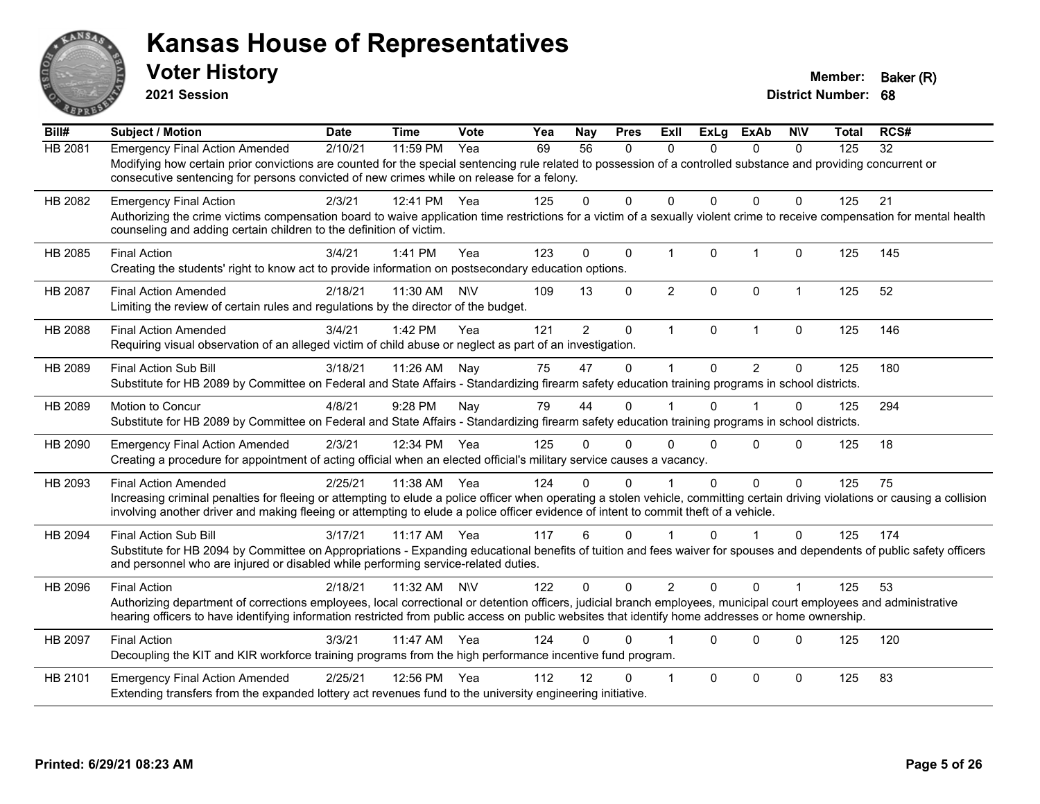# Kansas House of Representatives

## Voter History

**2021 Session**

**Member:** Baker (R)
**District Number:** 68

| Bill# | Subject / Motion | Date | Time | Vote | Yea | Nay | Pres | ExII | ExLg | ExAb | N\V | Total | RCS# |
|---|---|---|---|---|---|---|---|---|---|---|---|---|---|
| HB 2081 | Emergency Final Action Amended | 2/10/21 | 11:59 PM | Yea | 69 | 56 | 0 | 0 | 0 | 0 | 0 | 125 | 32 |
| | Modifying how certain prior convictions are counted for the special sentencing rule related to possession of a controlled substance and providing concurrent or consecutive sentencing for persons convicted of new crimes while on release for a felony. | | | | | | | | | | | | |
| HB 2082 | Emergency Final Action | 2/3/21 | 12:41 PM | Yea | 125 | 0 | 0 | 0 | 0 | 0 | 0 | 125 | 21 |
| | Authorizing the crime victims compensation board to waive application time restrictions for a victim of a sexually violent crime to receive compensation for mental health counseling and adding certain children to the definition of victim. | | | | | | | | | | | | |
| HB 2085 | Final Action | 3/4/21 | 1:41 PM | Yea | 123 | 0 | 0 | 1 | 0 | 1 | 0 | 125 | 145 |
| | Creating the students' right to know act to provide information on postsecondary education options. | | | | | | | | | | | | |
| HB 2087 | Final Action Amended | 2/18/21 | 11:30 AM | N\V | 109 | 13 | 0 | 2 | 0 | 0 | 1 | 125 | 52 |
| | Limiting the review of certain rules and regulations by the director of the budget. | | | | | | | | | | | | |
| HB 2088 | Final Action Amended | 3/4/21 | 1:42 PM | Yea | 121 | 2 | 0 | 1 | 0 | 1 | 0 | 125 | 146 |
| | Requiring visual observation of an alleged victim of child abuse or neglect as part of an investigation. | | | | | | | | | | | | |
| HB 2089 | Final Action Sub Bill | 3/18/21 | 11:26 AM | Nay | 75 | 47 | 0 | 1 | 0 | 2 | 0 | 125 | 180 |
| | Substitute for HB 2089 by Committee on Federal and State Affairs - Standardizing firearm safety education training programs in school districts. | | | | | | | | | | | | |
| HB 2089 | Motion to Concur | 4/8/21 | 9:28 PM | Nay | 79 | 44 | 0 | 1 | 0 | 1 | 0 | 125 | 294 |
| | Substitute for HB 2089 by Committee on Federal and State Affairs - Standardizing firearm safety education training programs in school districts. | | | | | | | | | | | | |
| HB 2090 | Emergency Final Action Amended | 2/3/21 | 12:34 PM | Yea | 125 | 0 | 0 | 0 | 0 | 0 | 0 | 125 | 18 |
| | Creating a procedure for appointment of acting official when an elected official's military service causes a vacancy. | | | | | | | | | | | | |
| HB 2093 | Final Action Amended | 2/25/21 | 11:38 AM | Yea | 124 | 0 | 0 | 1 | 0 | 0 | 0 | 125 | 75 |
| | Increasing criminal penalties for fleeing or attempting to elude a police officer when operating a stolen vehicle, committing certain driving violations or causing a collision involving another driver and making fleeing or attempting to elude a police officer evidence of intent to commit theft of a vehicle. | | | | | | | | | | | | |
| HB 2094 | Final Action Sub Bill | 3/17/21 | 11:17 AM | Yea | 117 | 6 | 0 | 1 | 0 | 1 | 0 | 125 | 174 |
| | Substitute for HB 2094 by Committee on Appropriations - Expanding educational benefits of tuition and fees waiver for spouses and dependents of public safety officers and personnel who are injured or disabled while performing service-related duties. | | | | | | | | | | | | |
| HB 2096 | Final Action | 2/18/21 | 11:32 AM | N\V | 122 | 0 | 0 | 2 | 0 | 0 | 1 | 125 | 53 |
| | Authorizing department of corrections employees, local correctional or detention officers, judicial branch employees, municipal court employees and administrative hearing officers to have identifying information restricted from public access on public websites that identify home addresses or home ownership. | | | | | | | | | | | | |
| HB 2097 | Final Action | 3/3/21 | 11:47 AM | Yea | 124 | 0 | 0 | 1 | 0 | 0 | 0 | 125 | 120 |
| | Decoupling the KIT and KIR workforce training programs from the high performance incentive fund program. | | | | | | | | | | | | |
| HB 2101 | Emergency Final Action Amended | 2/25/21 | 12:56 PM | Yea | 112 | 12 | 0 | 1 | 0 | 0 | 0 | 125 | 83 |
| | Extending transfers from the expanded lottery act revenues fund to the university engineering initiative. | | | | | | | | | | | | |

**Printed: 6/29/21 08:23 AM**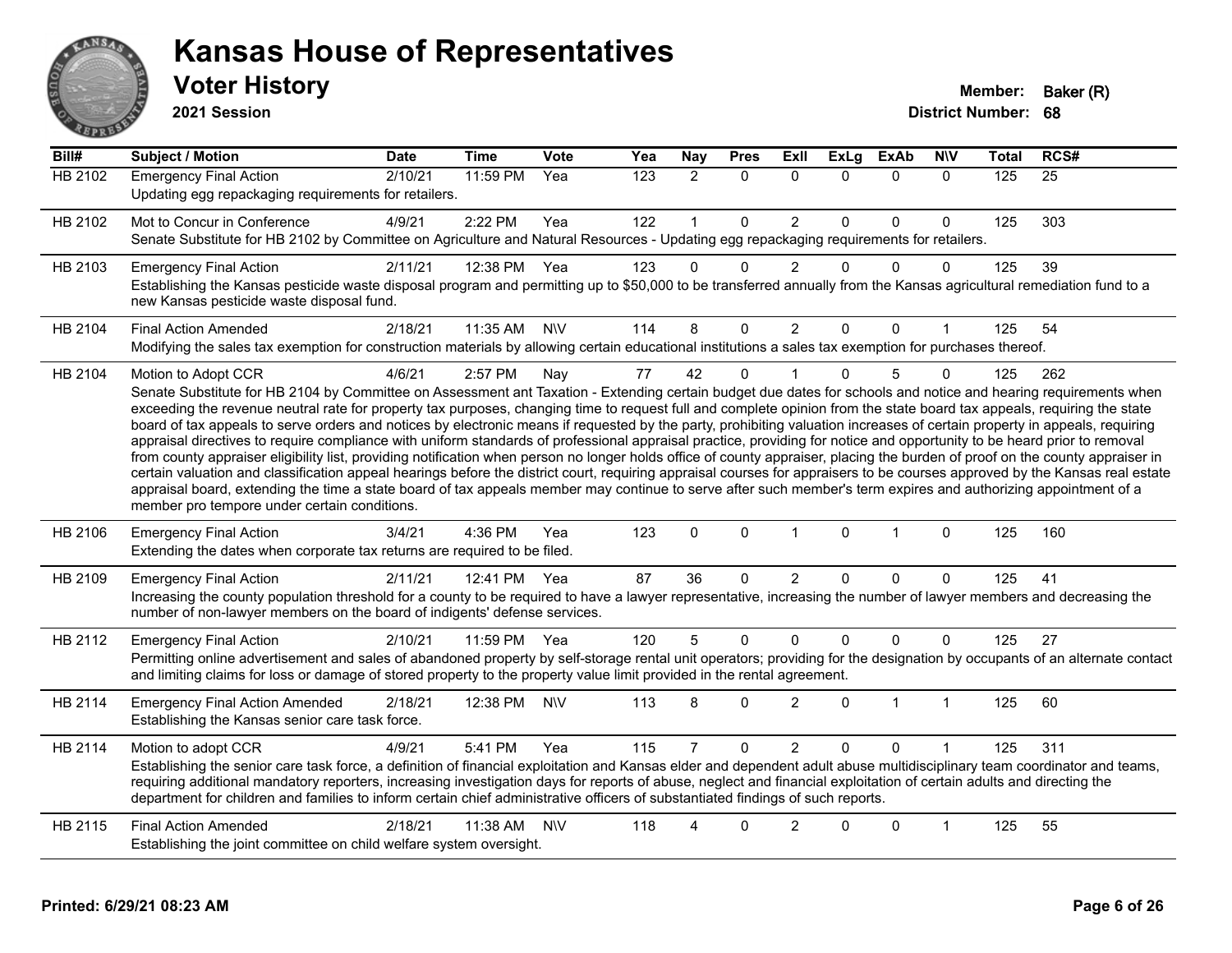# Kansas House of Representatives

## Voter History

**2021 Session**

**Member:** Baker (R)
**District Number:** 68

| Bill# | Subject / Motion | Date | Time | Vote | Yea | Nay | Pres | ExII | ExLg | ExAb | N\V | Total | RCS# |
|---|---|---|---|---|---|---|---|---|---|---|---|---|---|
| HB 2102 | Emergency Final Action | 2/10/21 | 11:59 PM | Yea | 123 | 2 | 0 | 0 | 0 | 0 | 0 | 125 | 25 |
| | Updating egg repackaging requirements for retailers. | | | | | | | | | | | | |
| HB 2102 | Mot to Concur in Conference | 4/9/21 | 2:22 PM | Yea | 122 | 1 | 0 | 2 | 0 | 0 | 0 | 125 | 303 |
| | Senate Substitute for HB 2102 by Committee on Agriculture and Natural Resources - Updating egg repackaging requirements for retailers. | | | | | | | | | | | | |
| HB 2103 | Emergency Final Action | 2/11/21 | 12:38 PM | Yea | 123 | 0 | 0 | 2 | 0 | 0 | 0 | 125 | 39 |
| | Establishing the Kansas pesticide waste disposal program and permitting up to $50,000 to be transferred annually from the Kansas agricultural remediation fund to a new Kansas pesticide waste disposal fund. | | | | | | | | | | | | |
| HB 2104 | Final Action Amended | 2/18/21 | 11:35 AM | N\V | 114 | 8 | 0 | 2 | 0 | 0 | 1 | 125 | 54 |
| | Modifying the sales tax exemption for construction materials by allowing certain educational institutions a sales tax exemption for purchases thereof. | | | | | | | | | | | | |
| HB 2104 | Motion to Adopt CCR | 4/6/21 | 2:57 PM | Nay | 77 | 42 | 0 | 1 | 0 | 5 | 0 | 125 | 262 |
| | Senate Substitute for HB 2104 by Committee on Assessment ant Taxation - Extending certain budget due dates for schools and notice and hearing requirements when exceeding the revenue neutral rate for property tax purposes, changing time to request full and complete opinion from the state board tax appeals, requiring the state board of tax appeals to serve orders and notices by electronic means if requested by the party, prohibiting valuation increases of certain property in appeals, requiring appraisal directives to require compliance with uniform standards of professional appraisal practice, providing for notice and opportunity to be heard prior to removal from county appraiser eligibility list, providing notification when person no longer holds office of county appraiser, placing the burden of proof on the county appraiser in certain valuation and classification appeal hearings before the district court, requiring appraisal courses for appraisers to be courses approved by the Kansas real estate appraisal board, extending the time a state board of tax appeals member may continue to serve after such member's term expires and authorizing appointment of a member pro tempore under certain conditions. | | | | | | | | | | | | |
| HB 2106 | Emergency Final Action | 3/4/21 | 4:36 PM | Yea | 123 | 0 | 0 | 1 | 0 | 1 | 0 | 125 | 160 |
| | Extending the dates when corporate tax returns are required to be filed. | | | | | | | | | | | | |
| HB 2109 | Emergency Final Action | 2/11/21 | 12:41 PM | Yea | 87 | 36 | 0 | 2 | 0 | 0 | 0 | 125 | 41 |
| | Increasing the county population threshold for a county to be required to have a lawyer representative, increasing the number of lawyer members and decreasing the number of non-lawyer members on the board of indigents' defense services. | | | | | | | | | | | | |
| HB 2112 | Emergency Final Action | 2/10/21 | 11:59 PM | Yea | 120 | 5 | 0 | 0 | 0 | 0 | 0 | 125 | 27 |
| | Permitting online advertisement and sales of abandoned property by self-storage rental unit operators; providing for the designation by occupants of an alternate contact and limiting claims for loss or damage of stored property to the property value limit provided in the rental agreement. | | | | | | | | | | | | |
| HB 2114 | Emergency Final Action Amended | 2/18/21 | 12:38 PM | N\V | 113 | 8 | 0 | 2 | 0 | 1 | 1 | 125 | 60 |
| | Establishing the Kansas senior care task force. | | | | | | | | | | | | |
| HB 2114 | Motion to adopt CCR | 4/9/21 | 5:41 PM | Yea | 115 | 7 | 0 | 2 | 0 | 0 | 1 | 125 | 311 |
| | Establishing the senior care task force, a definition of financial exploitation and Kansas elder and dependent adult abuse multidisciplinary team coordinator and teams, requiring additional mandatory reporters, increasing investigation days for reports of abuse, neglect and financial exploitation of certain adults and directing the department for children and families to inform certain chief administrative officers of substantiated findings of such reports. | | | | | | | | | | | | |
| HB 2115 | Final Action Amended | 2/18/21 | 11:38 AM | N\V | 118 | 4 | 0 | 2 | 0 | 0 | 1 | 125 | 55 |
| | Establishing the joint committee on child welfare system oversight. | | | | | | | | | | | | |

**Printed: 6/29/21 08:23 AM**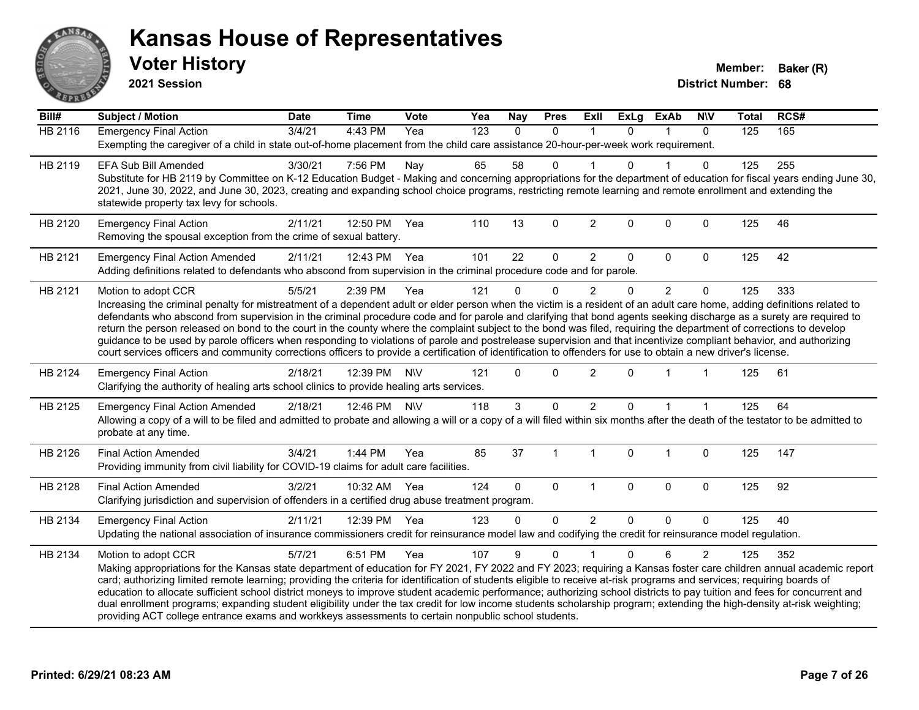# Kansas House of Representatives

## Voter History

**2021 Session**

**Member:** Baker (R)
**District Number:** 68

| Bill# | Subject / Motion | Date | Time | Vote | Yea | Nay | Pres | ExII | ExLg | ExAb | N\V | Total | RCS# |
|---|---|---|---|---|---|---|---|---|---|---|---|---|---|
| HB 2116 | Emergency Final Action | 3/4/21 | 4:43 PM | Yea | 123 | 0 | 0 | 1 | 0 | 1 | 0 | 125 | 165 |
| | Exempting the caregiver of a child in state out-of-home placement from the child care assistance 20-hour-per-week work requirement. | | | | | | | | | | | | |
| HB 2119 | EFA Sub Bill Amended | 3/30/21 | 7:56 PM | Nay | 65 | 58 | 0 | 1 | 0 | 1 | 0 | 125 | 255 |
| | Substitute for HB 2119 by Committee on K-12 Education Budget - Making and concerning appropriations for the department of education for fiscal years ending June 30, 2021, June 30, 2022, and June 30, 2023, creating and expanding school choice programs, restricting remote learning and remote enrollment and extending the statewide property tax levy for schools. | | | | | | | | | | | | |
| HB 2120 | Emergency Final Action | 2/11/21 | 12:50 PM | Yea | 110 | 13 | 0 | 2 | 0 | 0 | 0 | 125 | 46 |
| | Removing the spousal exception from the crime of sexual battery. | | | | | | | | | | | | |
| HB 2121 | Emergency Final Action Amended | 2/11/21 | 12:43 PM | Yea | 101 | 22 | 0 | 2 | 0 | 0 | 0 | 125 | 42 |
| | Adding definitions related to defendants who abscond from supervision in the criminal procedure code and for parole. | | | | | | | | | | | | |
| HB 2121 | Motion to adopt CCR | 5/5/21 | 2:39 PM | Yea | 121 | 0 | 0 | 2 | 0 | 2 | 0 | 125 | 333 |
| | Increasing the criminal penalty for mistreatment of a dependent adult or elder person when the victim is a resident of an adult care home, adding definitions related to defendants who abscond from supervision in the criminal procedure code and for parole and clarifying that bond agents seeking discharge as a surety are required to return the person released on bond to the court in the county where the complaint subject to the bond was filed, requiring the department of corrections to develop guidance to be used by parole officers when responding to violations of parole and postrelease supervision and that incentivize compliant behavior, and authorizing court services officers and community corrections officers to provide a certification of identification to offenders for use to obtain a new driver's license. | | | | | | | | | | | | |
| HB 2124 | Emergency Final Action | 2/18/21 | 12:39 PM | N\V | 121 | 0 | 0 | 2 | 0 | 1 | 1 | 125 | 61 |
| | Clarifying the authority of healing arts school clinics to provide healing arts services. | | | | | | | | | | | | |
| HB 2125 | Emergency Final Action Amended | 2/18/21 | 12:46 PM | N\V | 118 | 3 | 0 | 2 | 0 | 1 | 1 | 125 | 64 |
| | Allowing a copy of a will to be filed and admitted to probate and allowing a will or a copy of a will filed within six months after the death of the testator to be admitted to probate at any time. | | | | | | | | | | | | |
| HB 2126 | Final Action Amended | 3/4/21 | 1:44 PM | Yea | 85 | 37 | 1 | 1 | 0 | 1 | 0 | 125 | 147 |
| | Providing immunity from civil liability for COVID-19 claims for adult care facilities. | | | | | | | | | | | | |
| HB 2128 | Final Action Amended | 3/2/21 | 10:32 AM | Yea | 124 | 0 | 0 | 1 | 0 | 0 | 0 | 125 | 92 |
| | Clarifying jurisdiction and supervision of offenders in a certified drug abuse treatment program. | | | | | | | | | | | | |
| HB 2134 | Emergency Final Action | 2/11/21 | 12:39 PM | Yea | 123 | 0 | 0 | 2 | 0 | 0 | 0 | 125 | 40 |
| | Updating the national association of insurance commissioners credit for reinsurance model law and codifying the credit for reinsurance model regulation. | | | | | | | | | | | | |
| HB 2134 | Motion to adopt CCR | 5/7/21 | 6:51 PM | Yea | 107 | 9 | 0 | 1 | 0 | 6 | 2 | 125 | 352 |
| | Making appropriations for the Kansas state department of education for FY 2021, FY 2022 and FY 2023; requiring a Kansas foster care children annual academic report card; authorizing limited remote learning; providing the criteria for identification of students eligible to receive at-risk programs and services; requiring boards of education to allocate sufficient school district moneys to improve student academic performance; authorizing school districts to pay tuition and fees for concurrent and dual enrollment programs; expanding student eligibility under the tax credit for low income students scholarship program; extending the high-density at-risk weighting; providing ACT college entrance exams and workkeys assessments to certain nonpublic school students. | | | | | | | | | | | | |

**Printed: 6/29/21 08:23 AM**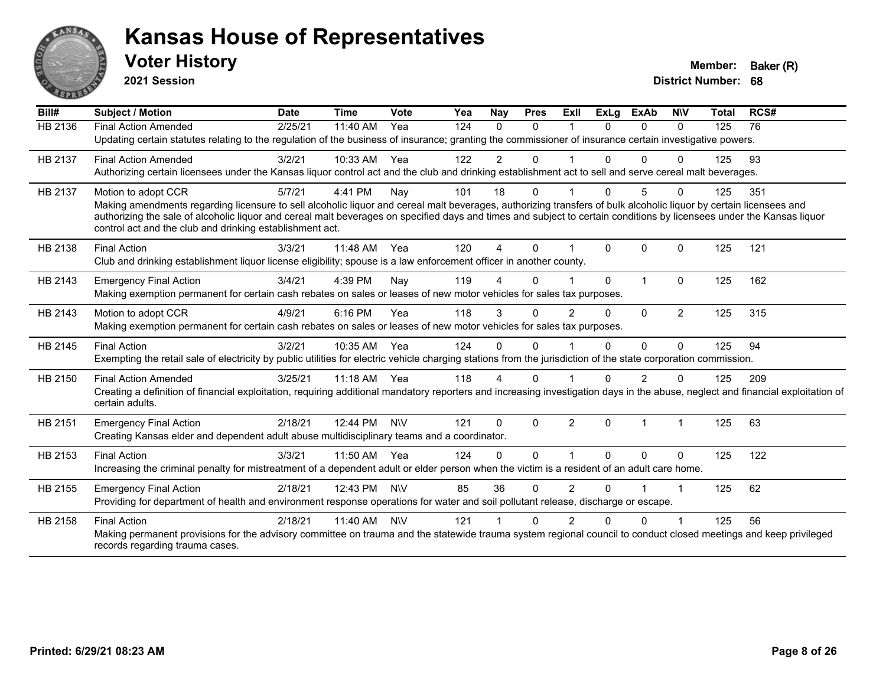# Kansas House of Representatives

## Voter History

**2021 Session**

**Member:** Baker (R)
**District Number:** 68

| Bill# | Subject / Motion | Date | Time | Vote | Yea | Nay | Pres | ExII | ExLg | ExAb | N\V | Total | RCS# |
|---|---|---|---|---|---|---|---|---|---|---|---|---|---|
| HB 2136 | Final Action Amended | 2/25/21 | 11:40 AM | Yea | 124 | 0 | 0 | 1 | 0 | 0 | 0 | 125 | 76 |
| | Updating certain statutes relating to the regulation of the business of insurance; granting the commissioner of insurance certain investigative powers. | | | | | | | | | | | | |
| HB 2137 | Final Action Amended | 3/2/21 | 10:33 AM | Yea | 122 | 2 | 0 | 1 | 0 | 0 | 0 | 125 | 93 |
| | Authorizing certain licensees under the Kansas liquor control act and the club and drinking establishment act to sell and serve cereal malt beverages. | | | | | | | | | | | | |
| HB 2137 | Motion to adopt CCR | 5/7/21 | 4:41 PM | Nay | 101 | 18 | 0 | 1 | 0 | 5 | 0 | 125 | 351 |
| | Making amendments regarding licensure to sell alcoholic liquor and cereal malt beverages, authorizing transfers of bulk alcoholic liquor by certain licensees and authorizing the sale of alcoholic liquor and cereal malt beverages on specified days and times and subject to certain conditions by licensees under the Kansas liquor control act and the club and drinking establishment act. | | | | | | | | | | | | |
| HB 2138 | Final Action | 3/3/21 | 11:48 AM | Yea | 120 | 4 | 0 | 1 | 0 | 0 | 0 | 125 | 121 |
| | Club and drinking establishment liquor license eligibility; spouse is a law enforcement officer in another county. | | | | | | | | | | | | |
| HB 2143 | Emergency Final Action | 3/4/21 | 4:39 PM | Nay | 119 | 4 | 0 | 1 | 0 | 1 | 0 | 125 | 162 |
| | Making exemption permanent for certain cash rebates on sales or leases of new motor vehicles for sales tax purposes. | | | | | | | | | | | | |
| HB 2143 | Motion to adopt CCR | 4/9/21 | 6:16 PM | Yea | 118 | 3 | 0 | 2 | 0 | 0 | 2 | 125 | 315 |
| | Making exemption permanent for certain cash rebates on sales or leases of new motor vehicles for sales tax purposes. | | | | | | | | | | | | |
| HB 2145 | Final Action | 3/2/21 | 10:35 AM | Yea | 124 | 0 | 0 | 1 | 0 | 0 | 0 | 125 | 94 |
| | Exempting the retail sale of electricity by public utilities for electric vehicle charging stations from the jurisdiction of the state corporation commission. | | | | | | | | | | | | |
| HB 2150 | Final Action Amended | 3/25/21 | 11:18 AM | Yea | 118 | 4 | 0 | 1 | 0 | 2 | 0 | 125 | 209 |
| | Creating a definition of financial exploitation, requiring additional mandatory reporters and increasing investigation days in the abuse, neglect and financial exploitation of certain adults. | | | | | | | | | | | | |
| HB 2151 | Emergency Final Action | 2/18/21 | 12:44 PM | N\V | 121 | 0 | 0 | 2 | 0 | 1 | 1 | 125 | 63 |
| | Creating Kansas elder and dependent adult abuse multidisciplinary teams and a coordinator. | | | | | | | | | | | | |
| HB 2153 | Final Action | 3/3/21 | 11:50 AM | Yea | 124 | 0 | 0 | 1 | 0 | 0 | 0 | 125 | 122 |
| | Increasing the criminal penalty for mistreatment of a dependent adult or elder person when the victim is a resident of an adult care home. | | | | | | | | | | | | |
| HB 2155 | Emergency Final Action | 2/18/21 | 12:43 PM | N\V | 85 | 36 | 0 | 2 | 0 | 1 | 1 | 125 | 62 |
| | Providing for department of health and environment response operations for water and soil pollutant release, discharge or escape. | | | | | | | | | | | | |
| HB 2158 | Final Action | 2/18/21 | 11:40 AM | N\V | 121 | 1 | 0 | 2 | 0 | 0 | 1 | 125 | 56 |
| | Making permanent provisions for the advisory committee on trauma and the statewide trauma system regional council to conduct closed meetings and keep privileged records regarding trauma cases. | | | | | | | | | | | | |

**Printed: 6/29/21 08:23 AM**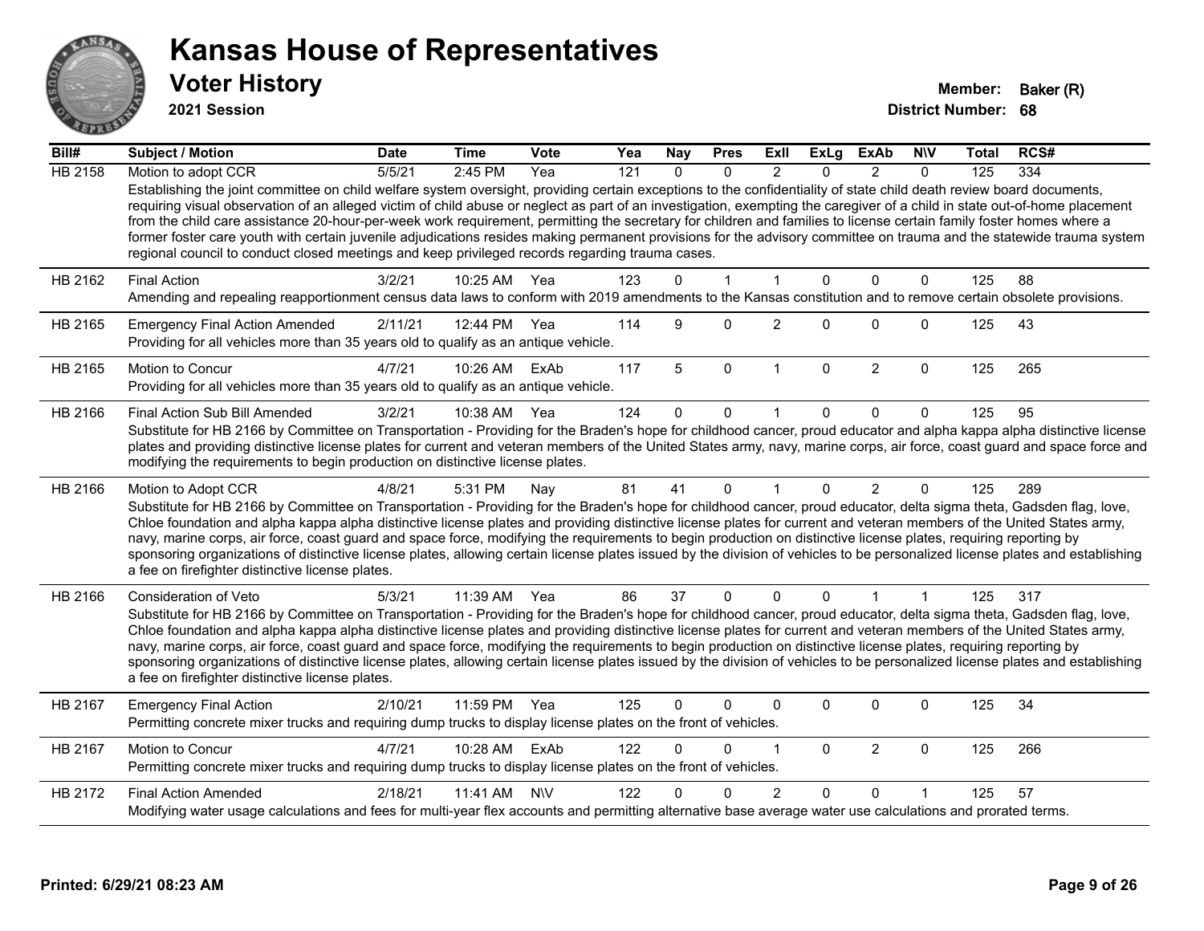# Kansas House of Representatives

## Voter History

**2021 Session**

**Member:** Baker (R)
**District Number:** 68

| Bill# | Subject / Motion | Date | Time | Vote | Yea | Nay | Pres | ExII | ExLg | ExAb | N\V | Total | RCS# |
|---|---|---|---|---|---|---|---|---|---|---|---|---|---|
| HB 2158 | Motion to adopt CCR | 5/5/21 | 2:45 PM | Yea | 121 | 0 | 0 | 2 | 0 | 2 | 0 | 125 | 334 |
| | Establishing the joint committee on child welfare system oversight, providing certain exceptions to the confidentiality of state child death review board documents, requiring visual observation of an alleged victim of child abuse or neglect as part of an investigation, exempting the caregiver of a child in state out-of-home placement from the child care assistance 20-hour-per-week work requirement, permitting the secretary for children and families to license certain family foster homes where a former foster care youth with certain juvenile adjudications resides making permanent provisions for the advisory committee on trauma and the statewide trauma system regional council to conduct closed meetings and keep privileged records regarding trauma cases. | | | | | | | | | | | | |
| HB 2162 | Final Action | 3/2/21 | 10:25 AM | Yea | 123 | 0 | 1 | 1 | 0 | 0 | 0 | 125 | 88 |
| | Amending and repealing reapportionment census data laws to conform with 2019 amendments to the Kansas constitution and to remove certain obsolete provisions. | | | | | | | | | | | | |
| HB 2165 | Emergency Final Action Amended | 2/11/21 | 12:44 PM | Yea | 114 | 9 | 0 | 2 | 0 | 0 | 0 | 125 | 43 |
| | Providing for all vehicles more than 35 years old to qualify as an antique vehicle. | | | | | | | | | | | | |
| HB 2165 | Motion to Concur | 4/7/21 | 10:26 AM | ExAb | 117 | 5 | 0 | 1 | 0 | 2 | 0 | 125 | 265 |
| | Providing for all vehicles more than 35 years old to qualify as an antique vehicle. | | | | | | | | | | | | |
| HB 2166 | Final Action Sub Bill Amended | 3/2/21 | 10:38 AM | Yea | 124 | 0 | 0 | 1 | 0 | 0 | 0 | 125 | 95 |
| | Substitute for HB 2166 by Committee on Transportation - Providing for the Braden's hope for childhood cancer, proud educator and alpha kappa alpha distinctive license plates and providing distinctive license plates for current and veteran members of the United States army, navy, marine corps, air force, coast guard and space force and modifying the requirements to begin production on distinctive license plates. | | | | | | | | | | | | |
| HB 2166 | Motion to Adopt CCR | 4/8/21 | 5:31 PM | Nay | 81 | 41 | 0 | 1 | 0 | 2 | 0 | 125 | 289 |
| | Substitute for HB 2166 by Committee on Transportation - Providing for the Braden's hope for childhood cancer, proud educator, delta sigma theta, Gadsden flag, love, Chloe foundation and alpha kappa alpha distinctive license plates and providing distinctive license plates for current and veteran members of the United States army, navy, marine corps, air force, coast guard and space force, modifying the requirements to begin production on distinctive license plates, requiring reporting by sponsoring organizations of distinctive license plates, allowing certain license plates issued by the division of vehicles to be personalized license plates and establishing a fee on firefighter distinctive license plates. | | | | | | | | | | | | |
| HB 2166 | Consideration of Veto | 5/3/21 | 11:39 AM | Yea | 86 | 37 | 0 | 0 | 0 | 1 | 1 | 125 | 317 |
| | Substitute for HB 2166 by Committee on Transportation - Providing for the Braden's hope for childhood cancer, proud educator, delta sigma theta, Gadsden flag, love, Chloe foundation and alpha kappa alpha distinctive license plates and providing distinctive license plates for current and veteran members of the United States army, navy, marine corps, air force, coast guard and space force, modifying the requirements to begin production on distinctive license plates, requiring reporting by sponsoring organizations of distinctive license plates, allowing certain license plates issued by the division of vehicles to be personalized license plates and establishing a fee on firefighter distinctive license plates. | | | | | | | | | | | | |
| HB 2167 | Emergency Final Action | 2/10/21 | 11:59 PM | Yea | 125 | 0 | 0 | 0 | 0 | 0 | 0 | 125 | 34 |
| | Permitting concrete mixer trucks and requiring dump trucks to display license plates on the front of vehicles. | | | | | | | | | | | | |
| HB 2167 | Motion to Concur | 4/7/21 | 10:28 AM | ExAb | 122 | 0 | 0 | 1 | 0 | 2 | 0 | 125 | 266 |
| | Permitting concrete mixer trucks and requiring dump trucks to display license plates on the front of vehicles. | | | | | | | | | | | | |
| HB 2172 | Final Action Amended | 2/18/21 | 11:41 AM | N\V | 122 | 0 | 0 | 2 | 0 | 0 | 1 | 125 | 57 |
| | Modifying water usage calculations and fees for multi-year flex accounts and permitting alternative base average water use calculations and prorated terms. | | | | | | | | | | | | |

**Printed: 6/29/21 08:23 AM**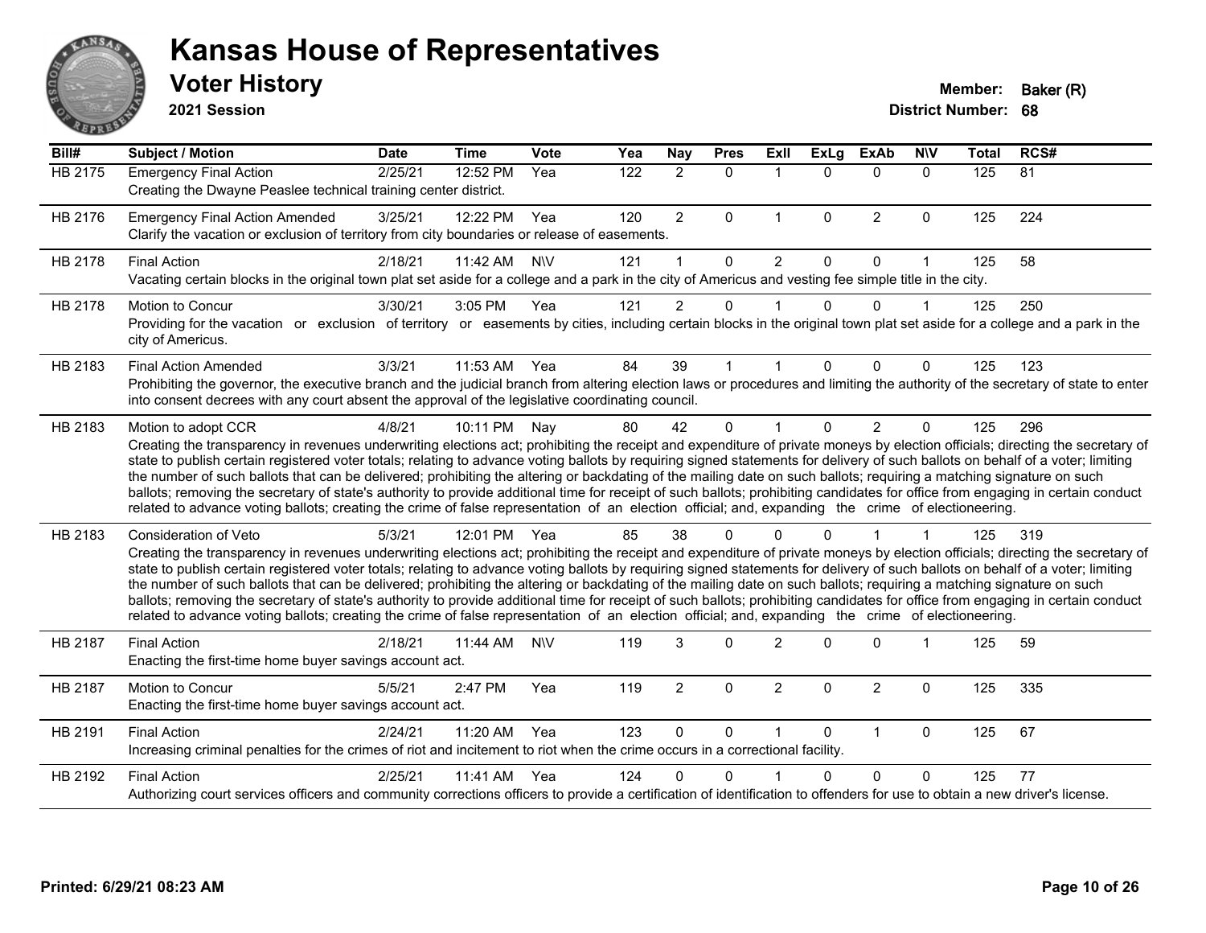# Kansas House of Representatives

## Voter History

**2021 Session**

**Member:** Baker (R)
**District Number:** 68

| Bill# | Subject / Motion | Date | Time | Vote | Yea | Nay | Pres | ExII | ExLg | ExAb | N\V | Total | RCS# |
|---|---|---|---|---|---|---|---|---|---|---|---|---|---|
| HB 2175 | Emergency Final Action | 2/25/21 | 12:52 PM | Yea | 122 | 2 | 0 | 1 | 0 | 0 | 0 | 125 | 81 |
| | Creating the Dwayne Peaslee technical training center district. | | | | | | | | | | | | |
| HB 2176 | Emergency Final Action Amended | 3/25/21 | 12:22 PM | Yea | 120 | 2 | 0 | 1 | 0 | 2 | 0 | 125 | 224 |
| | Clarify the vacation or exclusion of territory from city boundaries or release of easements. | | | | | | | | | | | | |
| HB 2178 | Final Action | 2/18/21 | 11:42 AM | N\V | 121 | 1 | 0 | 2 | 0 | 0 | 1 | 125 | 58 |
| | Vacating certain blocks in the original town plat set aside for a college and a park in the city of Americus and vesting fee simple title in the city. | | | | | | | | | | | | |
| HB 2178 | Motion to Concur | 3/30/21 | 3:05 PM | Yea | 121 | 2 | 0 | 1 | 0 | 0 | 1 | 125 | 250 |
| | Providing for the vacation or exclusion of territory or easements by cities, including certain blocks in the original town plat set aside for a college and a park in the city of Americus. | | | | | | | | | | | | |
| HB 2183 | Final Action Amended | 3/3/21 | 11:53 AM | Yea | 84 | 39 | 1 | 1 | 0 | 0 | 0 | 125 | 123 |
| | Prohibiting the governor, the executive branch and the judicial branch from altering election laws or procedures and limiting the authority of the secretary of state to enter into consent decrees with any court absent the approval of the legislative coordinating council. | | | | | | | | | | | | |
| HB 2183 | Motion to adopt CCR | 4/8/21 | 10:11 PM | Nay | 80 | 42 | 0 | 1 | 0 | 2 | 0 | 125 | 296 |
| | Creating the transparency in revenues underwriting elections act; prohibiting the receipt and expenditure of private moneys by election officials; directing the secretary of state to publish certain registered voter totals; relating to advance voting ballots by requiring signed statements for delivery of such ballots on behalf of a voter; limiting the number of such ballots that can be delivered; prohibiting the altering or backdating of the mailing date on such ballots; requiring a matching signature on such ballots; removing the secretary of state's authority to provide additional time for receipt of such ballots; prohibiting candidates for office from engaging in certain conduct related to advance voting ballots; creating the crime of false representation of an election official; and, expanding the crime of electioneering. | | | | | | | | | | | | |
| HB 2183 | Consideration of Veto | 5/3/21 | 12:01 PM | Yea | 85 | 38 | 0 | 0 | 0 | 1 | 1 | 125 | 319 |
| | Creating the transparency in revenues underwriting elections act; prohibiting the receipt and expenditure of private moneys by election officials; directing the secretary of state to publish certain registered voter totals; relating to advance voting ballots by requiring signed statements for delivery of such ballots on behalf of a voter; limiting the number of such ballots that can be delivered; prohibiting the altering or backdating of the mailing date on such ballots; requiring a matching signature on such ballots; removing the secretary of state's authority to provide additional time for receipt of such ballots; prohibiting candidates for office from engaging in certain conduct related to advance voting ballots; creating the crime of false representation of an election official; and, expanding the crime of electioneering. | | | | | | | | | | | | |
| HB 2187 | Final Action | 2/18/21 | 11:44 AM | N\V | 119 | 3 | 0 | 2 | 0 | 0 | 1 | 125 | 59 |
| | Enacting the first-time home buyer savings account act. | | | | | | | | | | | | |
| HB 2187 | Motion to Concur | 5/5/21 | 2:47 PM | Yea | 119 | 2 | 0 | 2 | 0 | 2 | 0 | 125 | 335 |
| | Enacting the first-time home buyer savings account act. | | | | | | | | | | | | |
| HB 2191 | Final Action | 2/24/21 | 11:20 AM | Yea | 123 | 0 | 0 | 1 | 0 | 1 | 0 | 125 | 67 |
| | Increasing criminal penalties for the crimes of riot and incitement to riot when the crime occurs in a correctional facility. | | | | | | | | | | | | |
| HB 2192 | Final Action | 2/25/21 | 11:41 AM | Yea | 124 | 0 | 0 | 1 | 0 | 0 | 0 | 125 | 77 |
| | Authorizing court services officers and community corrections officers to provide a certification of identification to offenders for use to obtain a new driver's license. | | | | | | | | | | | | |

**Printed: 6/29/21 08:23 AM**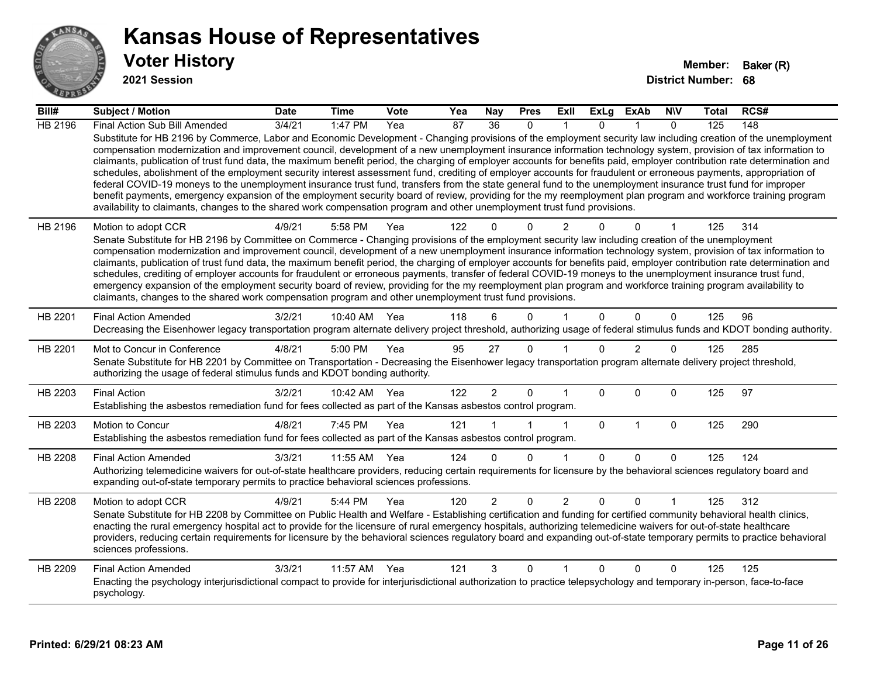# Kansas House of Representatives

## Voter History

**2021 Session**

**Member:** Baker (R)
**District Number:** 68

| Bill# | Subject / Motion | Date | Time | Vote | Yea | Nay | Pres | ExII | ExLg | ExAb | N\V | Total | RCS# |
|---|---|---|---|---|---|---|---|---|---|---|---|---|---|
| HB 2196 | Final Action Sub Bill Amended | 3/4/21 | 1:47 PM | Yea | 87 | 36 | 0 | 1 | 0 | 1 | 0 | 125 | 148 |
| | Substitute for HB 2196 by Commerce, Labor and Economic Development - Changing provisions of the employment security law including creation of the unemployment compensation modernization and improvement council, development of a new unemployment insurance information technology system, provision of tax information to claimants, publication of trust fund data, the maximum benefit period, the charging of employer accounts for benefits paid, employer contribution rate determination and schedules, abolishment of the employment security interest assessment fund, crediting of employer accounts for fraudulent or erroneous payments, appropriation of federal COVID-19 moneys to the unemployment insurance trust fund, transfers from the state general fund to the unemployment insurance trust fund for improper benefit payments, emergency expansion of the employment security board of review, providing for the my reemployment plan program and workforce training program availability to claimants, changes to the shared work compensation program and other unemployment trust fund provisions. | | | | | | | | | | | | |
| HB 2196 | Motion to adopt CCR | 4/9/21 | 5:58 PM | Yea | 122 | 0 | 0 | 2 | 0 | 0 | 1 | 125 | 314 |
| | Senate Substitute for HB 2196 by Committee on Commerce - Changing provisions of the employment security law including creation of the unemployment compensation modernization and improvement council, development of a new unemployment insurance information technology system, provision of tax information to claimants, publication of trust fund data, the maximum benefit period, the charging of employer accounts for benefits paid, employer contribution rate determination and schedules, crediting of employer accounts for fraudulent or erroneous payments, transfer of federal COVID-19 moneys to the unemployment insurance trust fund, emergency expansion of the employment security board of review, providing for the my reemployment plan program and workforce training program availability to claimants, changes to the shared work compensation program and other unemployment trust fund provisions. | | | | | | | | | | | | |
| HB 2201 | Final Action Amended | 3/2/21 | 10:40 AM | Yea | 118 | 6 | 0 | 1 | 0 | 0 | 0 | 125 | 96 |
| | Decreasing the Eisenhower legacy transportation program alternate delivery project threshold, authorizing usage of federal stimulus funds and KDOT bonding authority. | | | | | | | | | | | | |
| HB 2201 | Mot to Concur in Conference | 4/8/21 | 5:00 PM | Yea | 95 | 27 | 0 | 1 | 0 | 2 | 0 | 125 | 285 |
| | Senate Substitute for HB 2201 by Committee on Transportation - Decreasing the Eisenhower legacy transportation program alternate delivery project threshold, authorizing the usage of federal stimulus funds and KDOT bonding authority. | | | | | | | | | | | | |
| HB 2203 | Final Action | 3/2/21 | 10:42 AM | Yea | 122 | 2 | 0 | 1 | 0 | 0 | 0 | 125 | 97 |
| | Establishing the asbestos remediation fund for fees collected as part of the Kansas asbestos control program. | | | | | | | | | | | | |
| HB 2203 | Motion to Concur | 4/8/21 | 7:45 PM | Yea | 121 | 1 | 1 | 1 | 0 | 1 | 0 | 125 | 290 |
| | Establishing the asbestos remediation fund for fees collected as part of the Kansas asbestos control program. | | | | | | | | | | | | |
| HB 2208 | Final Action Amended | 3/3/21 | 11:55 AM | Yea | 124 | 0 | 0 | 1 | 0 | 0 | 0 | 125 | 124 |
| | Authorizing telemedicine waivers for out-of-state healthcare providers, reducing certain requirements for licensure by the behavioral sciences regulatory board and expanding out-of-state temporary permits to practice behavioral sciences professions. | | | | | | | | | | | | |
| HB 2208 | Motion to adopt CCR | 4/9/21 | 5:44 PM | Yea | 120 | 2 | 0 | 2 | 0 | 0 | 1 | 125 | 312 |
| | Senate Substitute for HB 2208 by Committee on Public Health and Welfare - Establishing certification and funding for certified community behavioral health clinics, enacting the rural emergency hospital act to provide for the licensure of rural emergency hospitals, authorizing telemedicine waivers for out-of-state healthcare providers, reducing certain requirements for licensure by the behavioral sciences regulatory board and expanding out-of-state temporary permits to practice behavioral sciences professions. | | | | | | | | | | | | |
| HB 2209 | Final Action Amended | 3/3/21 | 11:57 AM | Yea | 121 | 3 | 0 | 1 | 0 | 0 | 0 | 125 | 125 |
| | Enacting the psychology interjurisdictional compact to provide for interjurisdictional authorization to practice telepsychology and temporary in-person, face-to-face psychology. | | | | | | | | | | | | |

Printed: 6/29/21 08:23 AM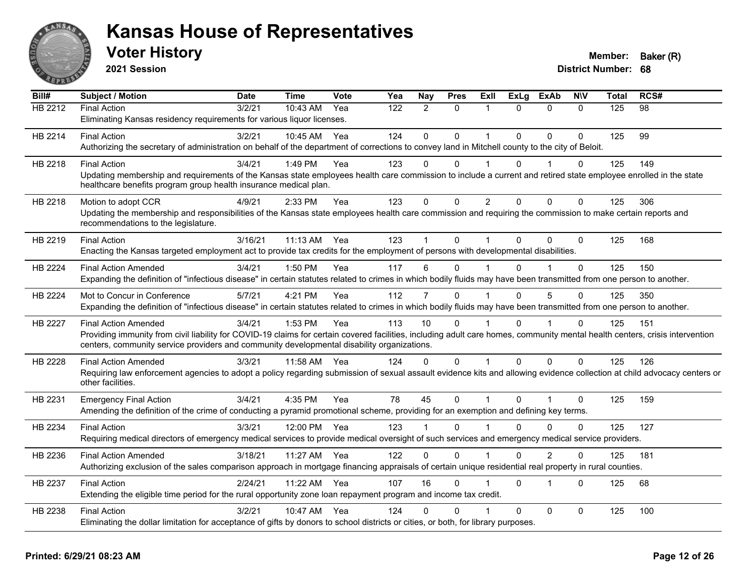# Kansas House of Representatives

## Voter History

**2021 Session**

**Member:** Baker (R)
**District Number:** 68

| Bill# | Subject / Motion | Date | Time | Vote | Yea | Nay | Pres | ExII | ExLg | ExAb | N\V | Total | RCS# |
|---|---|---|---|---|---|---|---|---|---|---|---|---|---|
| HB 2212 | Final Action | 3/2/21 | 10:43 AM | Yea | 122 | 2 | 0 | 1 | 0 | 0 | 0 | 125 | 98 |
| | Eliminating Kansas residency requirements for various liquor licenses. | | | | | | | | | | | | |
| HB 2214 | Final Action | 3/2/21 | 10:45 AM | Yea | 124 | 0 | 0 | 1 | 0 | 0 | 0 | 125 | 99 |
| | Authorizing the secretary of administration on behalf of the department of corrections to convey land in Mitchell county to the city of Beloit. | | | | | | | | | | | | |
| HB 2218 | Final Action | 3/4/21 | 1:49 PM | Yea | 123 | 0 | 0 | 1 | 0 | 1 | 0 | 125 | 149 |
| | Updating membership and requirements of the Kansas state employees health care commission to include a current and retired state employee enrolled in the state healthcare benefits program group health insurance medical plan. | | | | | | | | | | | | |
| HB 2218 | Motion to adopt CCR | 4/9/21 | 2:33 PM | Yea | 123 | 0 | 0 | 2 | 0 | 0 | 0 | 125 | 306 |
| | Updating the membership and responsibilities of the Kansas state employees health care commission and requiring the commission to make certain reports and recommendations to the legislature. | | | | | | | | | | | | |
| HB 2219 | Final Action | 3/16/21 | 11:13 AM | Yea | 123 | 1 | 0 | 1 | 0 | 0 | 0 | 125 | 168 |
| | Enacting the Kansas targeted employment act to provide tax credits for the employment of persons with developmental disabilities. | | | | | | | | | | | | |
| HB 2224 | Final Action Amended | 3/4/21 | 1:50 PM | Yea | 117 | 6 | 0 | 1 | 0 | 1 | 0 | 125 | 150 |
| | Expanding the definition of "infectious disease" in certain statutes related to crimes in which bodily fluids may have been transmitted from one person to another. | | | | | | | | | | | | |
| HB 2224 | Mot to Concur in Conference | 5/7/21 | 4:21 PM | Yea | 112 | 7 | 0 | 1 | 0 | 5 | 0 | 125 | 350 |
| | Expanding the definition of "infectious disease" in certain statutes related to crimes in which bodily fluids may have been transmitted from one person to another. | | | | | | | | | | | | |
| HB 2227 | Final Action Amended | 3/4/21 | 1:53 PM | Yea | 113 | 10 | 0 | 1 | 0 | 1 | 0 | 125 | 151 |
| | Providing immunity from civil liability for COVID-19 claims for certain covered facilities, including adult care homes, community mental health centers, crisis intervention centers, community service providers and community developmental disability organizations. | | | | | | | | | | | | |
| HB 2228 | Final Action Amended | 3/3/21 | 11:58 AM | Yea | 124 | 0 | 0 | 1 | 0 | 0 | 0 | 125 | 126 |
| | Requiring law enforcement agencies to adopt a policy regarding submission of sexual assault evidence kits and allowing evidence collection at child advocacy centers or other facilities. | | | | | | | | | | | | |
| HB 2231 | Emergency Final Action | 3/4/21 | 4:35 PM | Yea | 78 | 45 | 0 | 1 | 0 | 1 | 0 | 125 | 159 |
| | Amending the definition of the crime of conducting a pyramid promotional scheme, providing for an exemption and defining key terms. | | | | | | | | | | | | |
| HB 2234 | Final Action | 3/3/21 | 12:00 PM | Yea | 123 | 1 | 0 | 1 | 0 | 0 | 0 | 125 | 127 |
| | Requiring medical directors of emergency medical services to provide medical oversight of such services and emergency medical service providers. | | | | | | | | | | | | |
| HB 2236 | Final Action Amended | 3/18/21 | 11:27 AM | Yea | 122 | 0 | 0 | 1 | 0 | 2 | 0 | 125 | 181 |
| | Authorizing exclusion of the sales comparison approach in mortgage financing appraisals of certain unique residential real property in rural counties. | | | | | | | | | | | | |
| HB 2237 | Final Action | 2/24/21 | 11:22 AM | Yea | 107 | 16 | 0 | 1 | 0 | 1 | 0 | 125 | 68 |
| | Extending the eligible time period for the rural opportunity zone loan repayment program and income tax credit. | | | | | | | | | | | | |
| HB 2238 | Final Action | 3/2/21 | 10:47 AM | Yea | 124 | 0 | 0 | 1 | 0 | 0 | 0 | 125 | 100 |
| | Eliminating the dollar limitation for acceptance of gifts by donors to school districts or cities, or both, for library purposes. | | | | | | | | | | | | |

**Printed: 6/29/21 08:23 AM**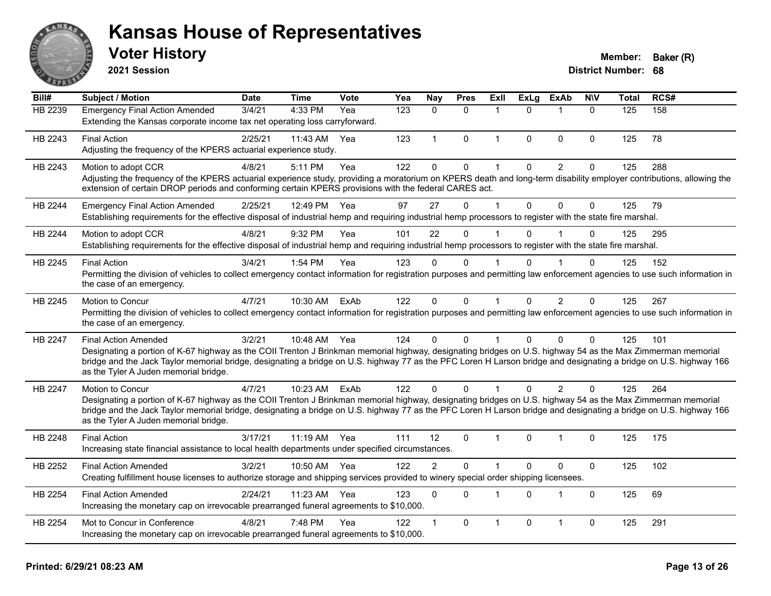# Kansas House of Representatives

## Voter History

**2021 Session**

**Member:** Baker (R)

**District Number:** 68

| Bill# | Subject / Motion | Date | Time | Vote | Yea | Nay | Pres | ExII | ExLg | ExAb | N\V | Total | RCS# |
|---|---|---|---|---|---|---|---|---|---|---|---|---|---|
| HB 2239 | Emergency Final Action Amended | 3/4/21 | 4:33 PM | Yea | 123 | 0 | 0 | 1 | 0 | 1 | 0 | 125 | 158 |
| | Extending the Kansas corporate income tax net operating loss carryforward. | | | | | | | | | | | | |
| HB 2243 | Final Action | 2/25/21 | 11:43 AM | Yea | 123 | 1 | 0 | 1 | 0 | 0 | 0 | 125 | 78 |
| | Adjusting the frequency of the KPERS actuarial experience study. | | | | | | | | | | | | |
| HB 2243 | Motion to adopt CCR | 4/8/21 | 5:11 PM | Yea | 122 | 0 | 0 | 1 | 0 | 2 | 0 | 125 | 288 |
| | Adjusting the frequency of the KPERS actuarial experience study, providing a moratorium on KPERS death and long-term disability employer contributions, allowing the extension of certain DROP periods and conforming certain KPERS provisions with the federal CARES act. | | | | | | | | | | | | |
| HB 2244 | Emergency Final Action Amended | 2/25/21 | 12:49 PM | Yea | 97 | 27 | 0 | 1 | 0 | 0 | 0 | 125 | 79 |
| | Establishing requirements for the effective disposal of industrial hemp and requiring industrial hemp processors to register with the state fire marshal. | | | | | | | | | | | | |
| HB 2244 | Motion to adopt CCR | 4/8/21 | 9:32 PM | Yea | 101 | 22 | 0 | 1 | 0 | 1 | 0 | 125 | 295 |
| | Establishing requirements for the effective disposal of industrial hemp and requiring industrial hemp processors to register with the state fire marshal. | | | | | | | | | | | | |
| HB 2245 | Final Action | 3/4/21 | 1:54 PM | Yea | 123 | 0 | 0 | 1 | 0 | 1 | 0 | 125 | 152 |
| | Permitting the division of vehicles to collect emergency contact information for registration purposes and permitting law enforcement agencies to use such information in the case of an emergency. | | | | | | | | | | | | |
| HB 2245 | Motion to Concur | 4/7/21 | 10:30 AM | ExAb | 122 | 0 | 0 | 1 | 0 | 2 | 0 | 125 | 267 |
| | Permitting the division of vehicles to collect emergency contact information for registration purposes and permitting law enforcement agencies to use such information in the case of an emergency. | | | | | | | | | | | | |
| HB 2247 | Final Action Amended | 3/2/21 | 10:48 AM | Yea | 124 | 0 | 0 | 1 | 0 | 0 | 0 | 125 | 101 |
| | Designating a portion of K-67 highway as the COII Trenton J Brinkman memorial highway, designating bridges on U.S. highway 54 as the Max Zimmerman memorial bridge and the Jack Taylor memorial bridge, designating a bridge on U.S. highway 77 as the PFC Loren H Larson bridge and designating a bridge on U.S. highway 166 as the Tyler A Juden memorial bridge. | | | | | | | | | | | | |
| HB 2247 | Motion to Concur | 4/7/21 | 10:23 AM | ExAb | 122 | 0 | 0 | 1 | 0 | 2 | 0 | 125 | 264 |
| | Designating a portion of K-67 highway as the COII Trenton J Brinkman memorial highway, designating bridges on U.S. highway 54 as the Max Zimmerman memorial bridge and the Jack Taylor memorial bridge, designating a bridge on U.S. highway 77 as the PFC Loren H Larson bridge and designating a bridge on U.S. highway 166 as the Tyler A Juden memorial bridge. | | | | | | | | | | | | |
| HB 2248 | Final Action | 3/17/21 | 11:19 AM | Yea | 111 | 12 | 0 | 1 | 0 | 1 | 0 | 125 | 175 |
| | Increasing state financial assistance to local health departments under specified circumstances. | | | | | | | | | | | | |
| HB 2252 | Final Action Amended | 3/2/21 | 10:50 AM | Yea | 122 | 2 | 0 | 1 | 0 | 0 | 0 | 125 | 102 |
| | Creating fulfillment house licenses to authorize storage and shipping services provided to winery special order shipping licensees. | | | | | | | | | | | | |
| HB 2254 | Final Action Amended | 2/24/21 | 11:23 AM | Yea | 123 | 0 | 0 | 1 | 0 | 1 | 0 | 125 | 69 |
| | Increasing the monetary cap on irrevocable prearranged funeral agreements to $10,000. | | | | | | | | | | | | |
| HB 2254 | Mot to Concur in Conference | 4/8/21 | 7:48 PM | Yea | 122 | 1 | 0 | 1 | 0 | 1 | 0 | 125 | 291 |
| | Increasing the monetary cap on irrevocable prearranged funeral agreements to $10,000. | | | | | | | | | | | | |

**Printed: 6/29/21 08:23 AM**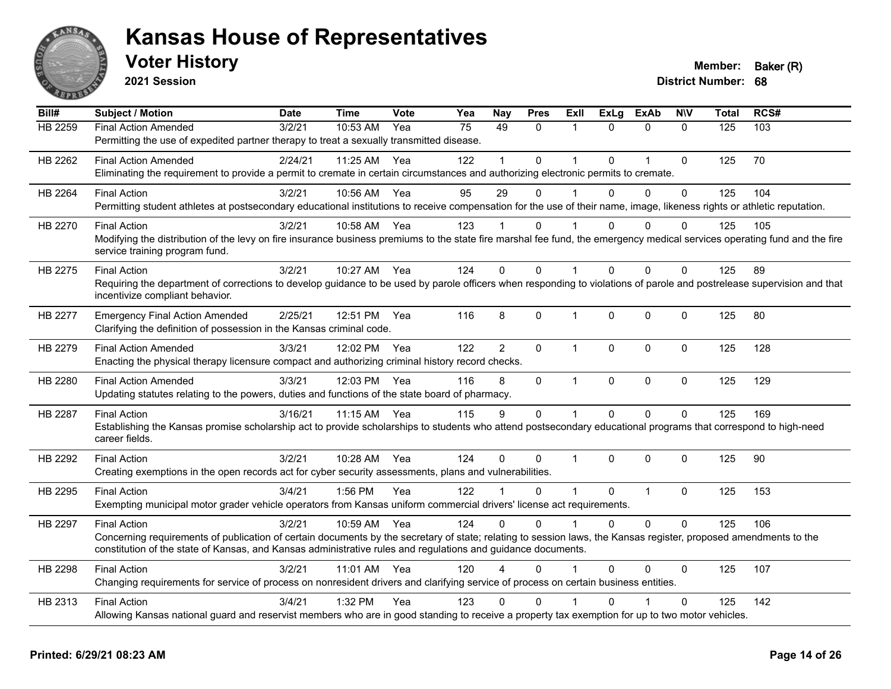# Kansas House of Representatives

## Voter History

**2021 Session**

**Member:** Baker (R)
**District Number:** 68

| Bill# | Subject / Motion | Date | Time | Vote | Yea | Nay | Pres | ExII | ExLg | ExAb | N\V | Total | RCS# |
|---|---|---|---|---|---|---|---|---|---|---|---|---|---|
| HB 2259 | Final Action Amended | 3/2/21 | 10:53 AM | Yea | 75 | 49 | 0 | 1 | 0 | 0 | 0 | 125 | 103 |
| | Permitting the use of expedited partner therapy to treat a sexually transmitted disease. | | | | | | | | | | | | |
| HB 2262 | Final Action Amended | 2/24/21 | 11:25 AM | Yea | 122 | 1 | 0 | 1 | 0 | 1 | 0 | 125 | 70 |
| | Eliminating the requirement to provide a permit to cremate in certain circumstances and authorizing electronic permits to cremate. | | | | | | | | | | | | |
| HB 2264 | Final Action | 3/2/21 | 10:56 AM | Yea | 95 | 29 | 0 | 1 | 0 | 0 | 0 | 125 | 104 |
| | Permitting student athletes at postsecondary educational institutions to receive compensation for the use of their name, image, likeness rights or athletic reputation. | | | | | | | | | | | | |
| HB 2270 | Final Action | 3/2/21 | 10:58 AM | Yea | 123 | 1 | 0 | 1 | 0 | 0 | 0 | 125 | 105 |
| | Modifying the distribution of the levy on fire insurance business premiums to the state fire marshal fee fund, the emergency medical services operating fund and the fire service training program fund. | | | | | | | | | | | | |
| HB 2275 | Final Action | 3/2/21 | 10:27 AM | Yea | 124 | 0 | 0 | 1 | 0 | 0 | 0 | 125 | 89 |
| | Requiring the department of corrections to develop guidance to be used by parole officers when responding to violations of parole and postrelease supervision and that incentivize compliant behavior. | | | | | | | | | | | | |
| HB 2277 | Emergency Final Action Amended | 2/25/21 | 12:51 PM | Yea | 116 | 8 | 0 | 1 | 0 | 0 | 0 | 125 | 80 |
| | Clarifying the definition of possession in the Kansas criminal code. | | | | | | | | | | | | |
| HB 2279 | Final Action Amended | 3/3/21 | 12:02 PM | Yea | 122 | 2 | 0 | 1 | 0 | 0 | 0 | 125 | 128 |
| | Enacting the physical therapy licensure compact and authorizing criminal history record checks. | | | | | | | | | | | | |
| HB 2280 | Final Action Amended | 3/3/21 | 12:03 PM | Yea | 116 | 8 | 0 | 1 | 0 | 0 | 0 | 125 | 129 |
| | Updating statutes relating to the powers, duties and functions of the state board of pharmacy. | | | | | | | | | | | | |
| HB 2287 | Final Action | 3/16/21 | 11:15 AM | Yea | 115 | 9 | 0 | 1 | 0 | 0 | 0 | 125 | 169 |
| | Establishing the Kansas promise scholarship act to provide scholarships to students who attend postsecondary educational programs that correspond to high-need career fields. | | | | | | | | | | | | |
| HB 2292 | Final Action | 3/2/21 | 10:28 AM | Yea | 124 | 0 | 0 | 1 | 0 | 0 | 0 | 125 | 90 |
| | Creating exemptions in the open records act for cyber security assessments, plans and vulnerabilities. | | | | | | | | | | | | |
| HB 2295 | Final Action | 3/4/21 | 1:56 PM | Yea | 122 | 1 | 0 | 1 | 0 | 1 | 0 | 125 | 153 |
| | Exempting municipal motor grader vehicle operators from Kansas uniform commercial drivers' license act requirements. | | | | | | | | | | | | |
| HB 2297 | Final Action | 3/2/21 | 10:59 AM | Yea | 124 | 0 | 0 | 1 | 0 | 0 | 0 | 125 | 106 |
| | Concerning requirements of publication of certain documents by the secretary of state; relating to session laws, the Kansas register, proposed amendments to the constitution of the state of Kansas, and Kansas administrative rules and regulations and guidance documents. | | | | | | | | | | | | |
| HB 2298 | Final Action | 3/2/21 | 11:01 AM | Yea | 120 | 4 | 0 | 1 | 0 | 0 | 0 | 125 | 107 |
| | Changing requirements for service of process on nonresident drivers and clarifying service of process on certain business entities. | | | | | | | | | | | | |
| HB 2313 | Final Action | 3/4/21 | 1:32 PM | Yea | 123 | 0 | 0 | 1 | 0 | 1 | 0 | 125 | 142 |
| | Allowing Kansas national guard and reservist members who are in good standing to receive a property tax exemption for up to two motor vehicles. | | | | | | | | | | | | |

Printed: 6/29/21 08:23 AM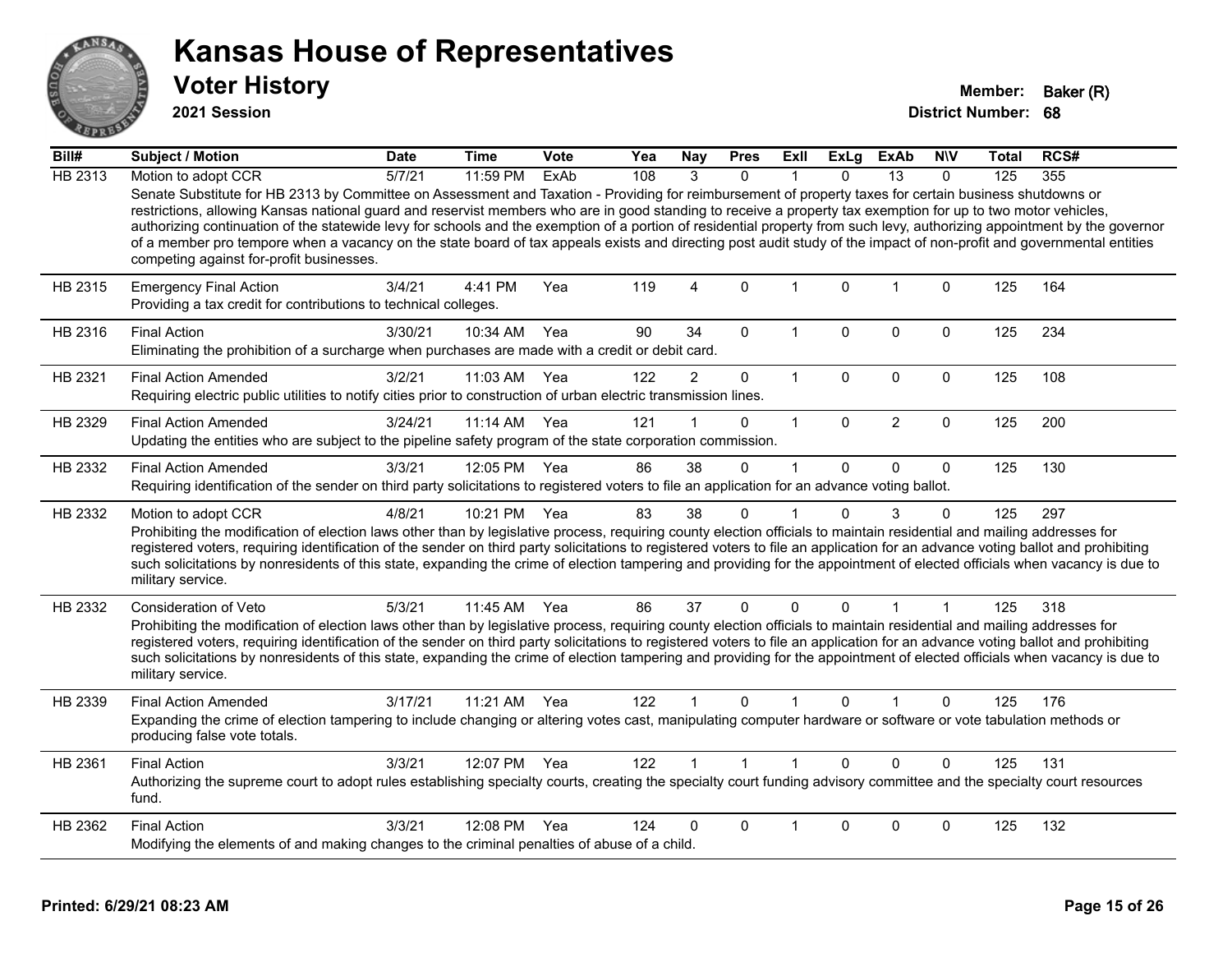# Kansas House of Representatives

## Voter History

**2021 Session**

**Member:** Baker (R)
**District Number:** 68

| Bill# | Subject / Motion | Date | Time | Vote | Yea | Nay | Pres | ExII | ExLg | ExAb | N\V | Total | RCS# |
|---|---|---|---|---|---|---|---|---|---|---|---|---|---|
| HB 2313 | Motion to adopt CCR | 5/7/21 | 11:59 PM | ExAb | 108 | 3 | 0 | 1 | 0 | 13 | 0 | 125 | 355 |
| | Senate Substitute for HB 2313 by Committee on Assessment and Taxation - Providing for reimbursement of property taxes for certain business shutdowns or restrictions, allowing Kansas national guard and reservist members who are in good standing to receive a property tax exemption for up to two motor vehicles, authorizing continuation of the statewide levy for schools and the exemption of a portion of residential property from such levy, authorizing appointment by the governor of a member pro tempore when a vacancy on the state board of tax appeals exists and directing post audit study of the impact of non-profit and governmental entities competing against for-profit businesses. | | | | | | | | | | | | |
| HB 2315 | Emergency Final Action | 3/4/21 | 4:41 PM | Yea | 119 | 4 | 0 | 1 | 0 | 1 | 0 | 125 | 164 |
| | Providing a tax credit for contributions to technical colleges. | | | | | | | | | | | | |
| HB 2316 | Final Action | 3/30/21 | 10:34 AM | Yea | 90 | 34 | 0 | 1 | 0 | 0 | 0 | 125 | 234 |
| | Eliminating the prohibition of a surcharge when purchases are made with a credit or debit card. | | | | | | | | | | | | |
| HB 2321 | Final Action Amended | 3/2/21 | 11:03 AM | Yea | 122 | 2 | 0 | 1 | 0 | 0 | 0 | 125 | 108 |
| | Requiring electric public utilities to notify cities prior to construction of urban electric transmission lines. | | | | | | | | | | | | |
| HB 2329 | Final Action Amended | 3/24/21 | 11:14 AM | Yea | 121 | 1 | 0 | 1 | 0 | 2 | 0 | 125 | 200 |
| | Updating the entities who are subject to the pipeline safety program of the state corporation commission. | | | | | | | | | | | | |
| HB 2332 | Final Action Amended | 3/3/21 | 12:05 PM | Yea | 86 | 38 | 0 | 1 | 0 | 0 | 0 | 125 | 130 |
| | Requiring identification of the sender on third party solicitations to registered voters to file an application for an advance voting ballot. | | | | | | | | | | | | |
| HB 2332 | Motion to adopt CCR | 4/8/21 | 10:21 PM | Yea | 83 | 38 | 0 | 1 | 0 | 3 | 0 | 125 | 297 |
| | Prohibiting the modification of election laws other than by legislative process, requiring county election officials to maintain residential and mailing addresses for registered voters, requiring identification of the sender on third party solicitations to registered voters to file an application for an advance voting ballot and prohibiting such solicitations by nonresidents of this state, expanding the crime of election tampering and providing for the appointment of elected officials when vacancy is due to military service. | | | | | | | | | | | | |
| HB 2332 | Consideration of Veto | 5/3/21 | 11:45 AM | Yea | 86 | 37 | 0 | 0 | 0 | 1 | 1 | 125 | 318 |
| | Prohibiting the modification of election laws other than by legislative process, requiring county election officials to maintain residential and mailing addresses for registered voters, requiring identification of the sender on third party solicitations to registered voters to file an application for an advance voting ballot and prohibiting such solicitations by nonresidents of this state, expanding the crime of election tampering and providing for the appointment of elected officials when vacancy is due to military service. | | | | | | | | | | | | |
| HB 2339 | Final Action Amended | 3/17/21 | 11:21 AM | Yea | 122 | 1 | 0 | 1 | 0 | 1 | 0 | 125 | 176 |
| | Expanding the crime of election tampering to include changing or altering votes cast, manipulating computer hardware or software or vote tabulation methods or producing false vote totals. | | | | | | | | | | | | |
| HB 2361 | Final Action | 3/3/21 | 12:07 PM | Yea | 122 | 1 | 1 | 1 | 0 | 0 | 0 | 125 | 131 |
| | Authorizing the supreme court to adopt rules establishing specialty courts, creating the specialty court funding advisory committee and the specialty court resources fund. | | | | | | | | | | | | |
| HB 2362 | Final Action | 3/3/21 | 12:08 PM | Yea | 124 | 0 | 0 | 1 | 0 | 0 | 0 | 125 | 132 |
| | Modifying the elements of and making changes to the criminal penalties of abuse of a child. | | | | | | | | | | | | |

**Printed: 6/29/21 08:23 AM**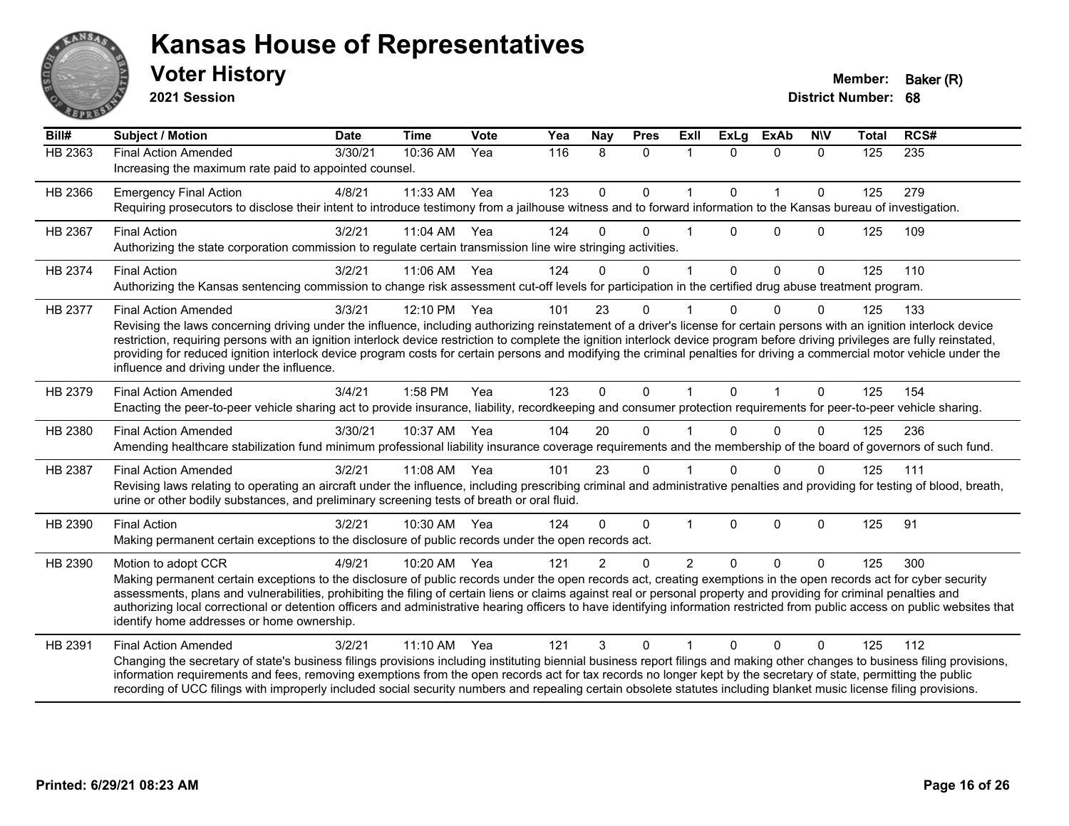# Kansas House of Representatives

## Voter History

**2021 Session**

**Member:** Baker (R)
**District Number:** 68

| Bill# | Subject / Motion | Date | Time | Vote | Yea | Nay | Pres | ExII | ExLg | ExAb | N\V | Total | RCS# |
|---|---|---|---|---|---|---|---|---|---|---|---|---|---|
| HB 2363 | Final Action Amended | 3/30/21 | 10:36 AM | Yea | 116 | 8 | 0 | 1 | 0 | 0 | 0 | 125 | 235 |
| | Increasing the maximum rate paid to appointed counsel. | | | | | | | | | | | | |
| HB 2366 | Emergency Final Action | 4/8/21 | 11:33 AM | Yea | 123 | 0 | 0 | 1 | 0 | 1 | 0 | 125 | 279 |
| | Requiring prosecutors to disclose their intent to introduce testimony from a jailhouse witness and to forward information to the Kansas bureau of investigation. | | | | | | | | | | | | |
| HB 2367 | Final Action | 3/2/21 | 11:04 AM | Yea | 124 | 0 | 0 | 1 | 0 | 0 | 0 | 125 | 109 |
| | Authorizing the state corporation commission to regulate certain transmission line wire stringing activities. | | | | | | | | | | | | |
| HB 2374 | Final Action | 3/2/21 | 11:06 AM | Yea | 124 | 0 | 0 | 1 | 0 | 0 | 0 | 125 | 110 |
| | Authorizing the Kansas sentencing commission to change risk assessment cut-off levels for participation in the certified drug abuse treatment program. | | | | | | | | | | | | |
| HB 2377 | Final Action Amended | 3/3/21 | 12:10 PM | Yea | 101 | 23 | 0 | 1 | 0 | 0 | 0 | 125 | 133 |
| | Revising the laws concerning driving under the influence, including authorizing reinstatement of a driver's license for certain persons with an ignition interlock device restriction, requiring persons with an ignition interlock device restriction to complete the ignition interlock device program before driving privileges are fully reinstated, providing for reduced ignition interlock device program costs for certain persons and modifying the criminal penalties for driving a commercial motor vehicle under the influence and driving under the influence. | | | | | | | | | | | | |
| HB 2379 | Final Action Amended | 3/4/21 | 1:58 PM | Yea | 123 | 0 | 0 | 1 | 0 | 1 | 0 | 125 | 154 |
| | Enacting the peer-to-peer vehicle sharing act to provide insurance, liability, recordkeeping and consumer protection requirements for peer-to-peer vehicle sharing. | | | | | | | | | | | | |
| HB 2380 | Final Action Amended | 3/30/21 | 10:37 AM | Yea | 104 | 20 | 0 | 1 | 0 | 0 | 0 | 125 | 236 |
| | Amending healthcare stabilization fund minimum professional liability insurance coverage requirements and the membership of the board of governors of such fund. | | | | | | | | | | | | |
| HB 2387 | Final Action Amended | 3/2/21 | 11:08 AM | Yea | 101 | 23 | 0 | 1 | 0 | 0 | 0 | 125 | 111 |
| | Revising laws relating to operating an aircraft under the influence, including prescribing criminal and administrative penalties and providing for testing of blood, breath, urine or other bodily substances, and preliminary screening tests of breath or oral fluid. | | | | | | | | | | | | |
| HB 2390 | Final Action | 3/2/21 | 10:30 AM | Yea | 124 | 0 | 0 | 1 | 0 | 0 | 0 | 125 | 91 |
| | Making permanent certain exceptions to the disclosure of public records under the open records act. | | | | | | | | | | | | |
| HB 2390 | Motion to adopt CCR | 4/9/21 | 10:20 AM | Yea | 121 | 2 | 0 | 2 | 0 | 0 | 0 | 125 | 300 |
| | Making permanent certain exceptions to the disclosure of public records under the open records act, creating exemptions in the open records act for cyber security assessments, plans and vulnerabilities, prohibiting the filing of certain liens or claims against real or personal property and providing for criminal penalties and authorizing local correctional or detention officers and administrative hearing officers to have identifying information restricted from public access on public websites that identify home addresses or home ownership. | | | | | | | | | | | | |
| HB 2391 | Final Action Amended | 3/2/21 | 11:10 AM | Yea | 121 | 3 | 0 | 1 | 0 | 0 | 0 | 125 | 112 |
| | Changing the secretary of state's business filings provisions including instituting biennial business report filings and making other changes to business filing provisions, information requirements and fees, removing exemptions from the open records act for tax records no longer kept by the secretary of state, permitting the public recording of UCC filings with improperly included social security numbers and repealing certain obsolete statutes including blanket music license filing provisions. | | | | | | | | | | | | |

Printed: 6/29/21 08:23 AM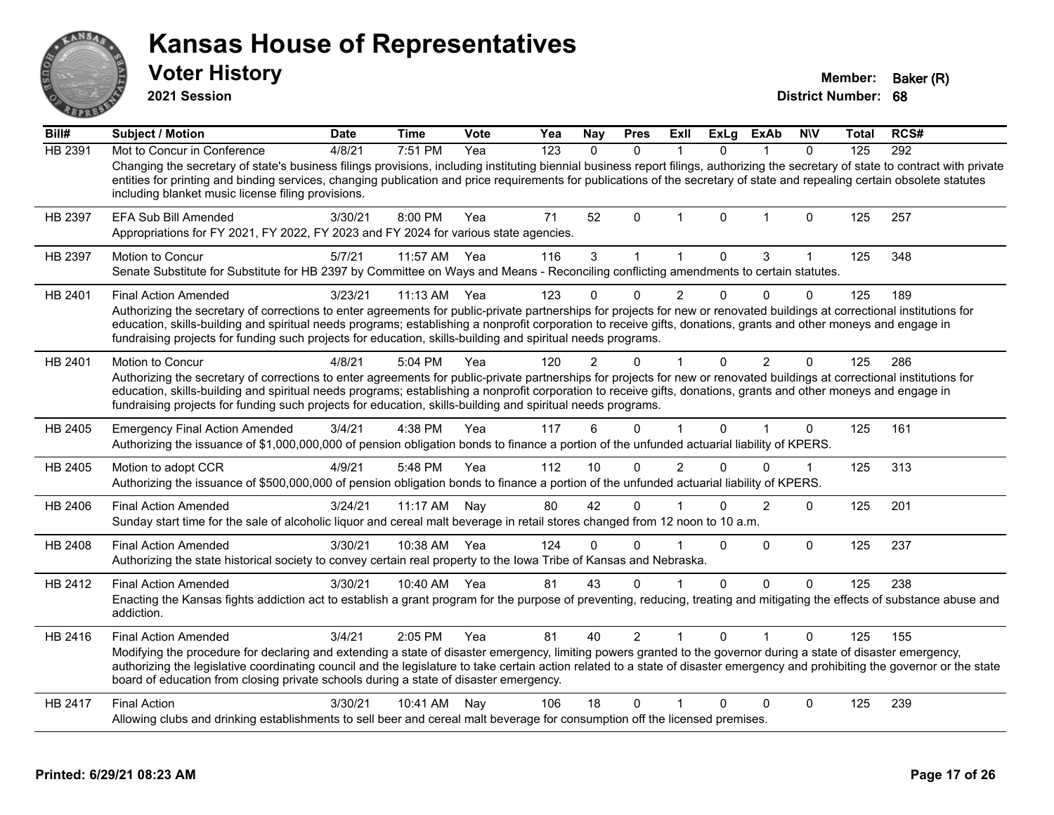# Kansas House of Representatives

## Voter History

**2021 Session**

**Member:** Baker (R)
**District Number:** 68

| Bill# | Subject / Motion | Date | Time | Vote | Yea | Nay | Pres | ExII | ExLg | ExAb | N\V | Total | RCS# |
|---|---|---|---|---|---|---|---|---|---|---|---|---|---|
| HB 2391 | Mot to Concur in Conference | 4/8/21 | 7:51 PM | Yea | 123 | 0 | 0 | 1 | 0 | 1 | 0 | 125 | 292 |
| | Changing the secretary of state's business filings provisions, including instituting biennial business report filings, authorizing the secretary of state to contract with private entities for printing and binding services, changing publication and price requirements for publications of the secretary of state and repealing certain obsolete statutes including blanket music license filing provisions. | | | | | | | | | | | | |
| HB 2397 | EFA Sub Bill Amended | 3/30/21 | 8:00 PM | Yea | 71 | 52 | 0 | 1 | 0 | 1 | 0 | 125 | 257 |
| | Appropriations for FY 2021, FY 2022, FY 2023 and FY 2024 for various state agencies. | | | | | | | | | | | | |
| HB 2397 | Motion to Concur | 5/7/21 | 11:57 AM | Yea | 116 | 3 | 1 | 1 | 0 | 3 | 1 | 125 | 348 |
| | Senate Substitute for Substitute for HB 2397 by Committee on Ways and Means - Reconciling conflicting amendments to certain statutes. | | | | | | | | | | | | |
| HB 2401 | Final Action Amended | 3/23/21 | 11:13 AM | Yea | 123 | 0 | 0 | 2 | 0 | 0 | 0 | 125 | 189 |
| | Authorizing the secretary of corrections to enter agreements for public-private partnerships for projects for new or renovated buildings at correctional institutions for education, skills-building and spiritual needs programs; establishing a nonprofit corporation to receive gifts, donations, grants and other moneys and engage in fundraising projects for funding such projects for education, skills-building and spiritual needs programs. | | | | | | | | | | | | |
| HB 2401 | Motion to Concur | 4/8/21 | 5:04 PM | Yea | 120 | 2 | 0 | 1 | 0 | 2 | 0 | 125 | 286 |
| | Authorizing the secretary of corrections to enter agreements for public-private partnerships for projects for new or renovated buildings at correctional institutions for education, skills-building and spiritual needs programs; establishing a nonprofit corporation to receive gifts, donations, grants and other moneys and engage in fundraising projects for funding such projects for education, skills-building and spiritual needs programs. | | | | | | | | | | | | |
| HB 2405 | Emergency Final Action Amended | 3/4/21 | 4:38 PM | Yea | 117 | 6 | 0 | 1 | 0 | 1 | 0 | 125 | 161 |
| | Authorizing the issuance of $1,000,000,000 of pension obligation bonds to finance a portion of the unfunded actuarial liability of KPERS. | | | | | | | | | | | | |
| HB 2405 | Motion to adopt CCR | 4/9/21 | 5:48 PM | Yea | 112 | 10 | 0 | 2 | 0 | 0 | 1 | 125 | 313 |
| | Authorizing the issuance of $500,000,000 of pension obligation bonds to finance a portion of the unfunded actuarial liability of KPERS. | | | | | | | | | | | | |
| HB 2406 | Final Action Amended | 3/24/21 | 11:17 AM | Nay | 80 | 42 | 0 | 1 | 0 | 2 | 0 | 125 | 201 |
| | Sunday start time for the sale of alcoholic liquor and cereal malt beverage in retail stores changed from 12 noon to 10 a.m. | | | | | | | | | | | | |
| HB 2408 | Final Action Amended | 3/30/21 | 10:38 AM | Yea | 124 | 0 | 0 | 1 | 0 | 0 | 0 | 125 | 237 |
| | Authorizing the state historical society to convey certain real property to the Iowa Tribe of Kansas and Nebraska. | | | | | | | | | | | | |
| HB 2412 | Final Action Amended | 3/30/21 | 10:40 AM | Yea | 81 | 43 | 0 | 1 | 0 | 0 | 0 | 125 | 238 |
| | Enacting the Kansas fights addiction act to establish a grant program for the purpose of preventing, reducing, treating and mitigating the effects of substance abuse and addiction. | | | | | | | | | | | | |
| HB 2416 | Final Action Amended | 3/4/21 | 2:05 PM | Yea | 81 | 40 | 2 | 1 | 0 | 1 | 0 | 125 | 155 |
| | Modifying the procedure for declaring and extending a state of disaster emergency, limiting powers granted to the governor during a state of disaster emergency, authorizing the legislative coordinating council and the legislature to take certain action related to a state of disaster emergency and prohibiting the governor or the state board of education from closing private schools during a state of disaster emergency. | | | | | | | | | | | | |
| HB 2417 | Final Action | 3/30/21 | 10:41 AM | Nay | 106 | 18 | 0 | 1 | 0 | 0 | 0 | 125 | 239 |
| | Allowing clubs and drinking establishments to sell beer and cereal malt beverage for consumption off the licensed premises. | | | | | | | | | | | | |

Printed: 6/29/21 08:23 AM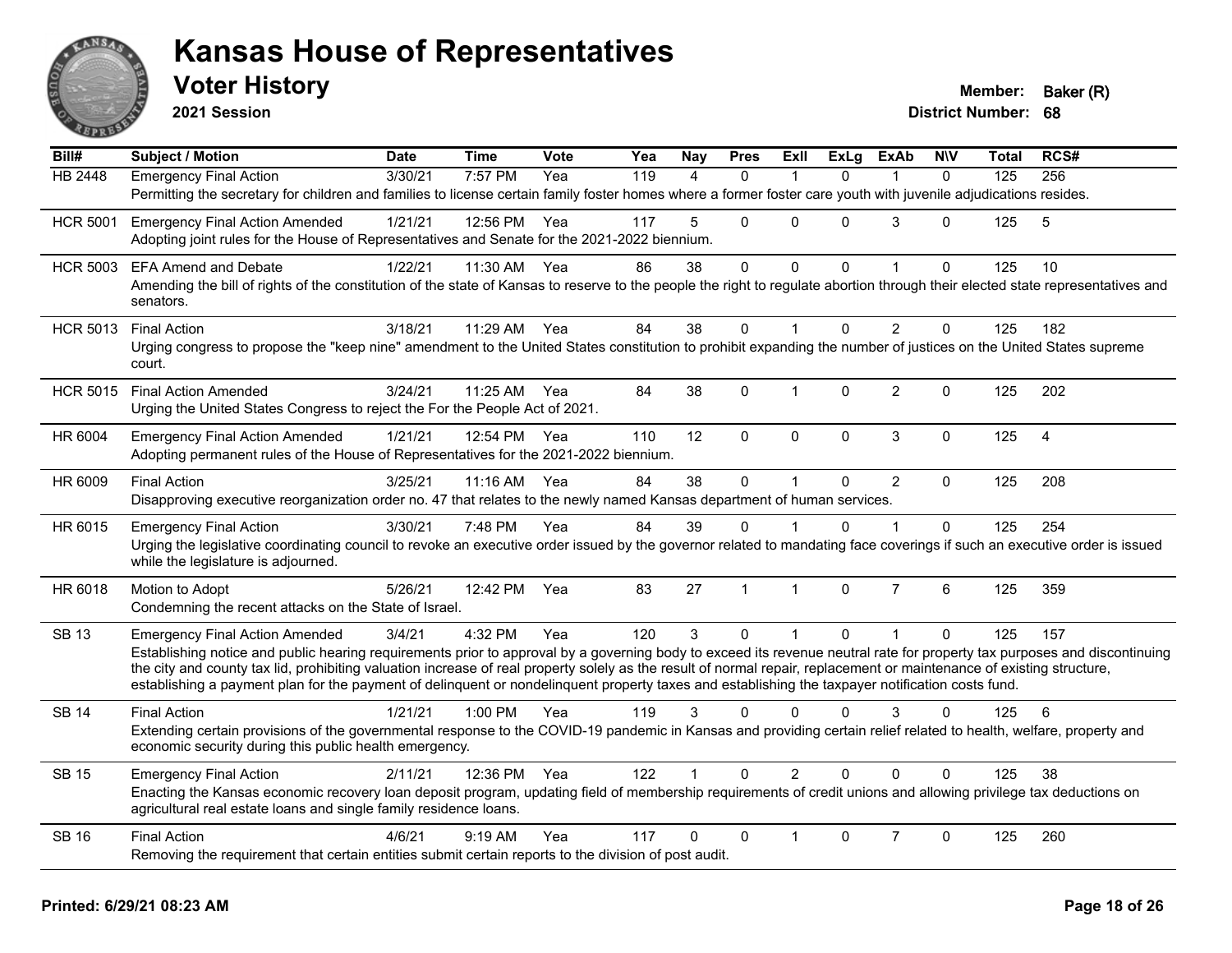# Kansas House of Representatives

## Voter History

**2021 Session**

**Member:** Baker (R)
**District Number:** 68

| Bill# | Subject / Motion | Date | Time | Vote | Yea | Nay | Pres | ExII | ExLg | ExAb | N\V | Total | RCS# |
|---|---|---|---|---|---|---|---|---|---|---|---|---|---|
| HB 2448 | Emergency Final Action | 3/30/21 | 7:57 PM | Yea | 119 | 4 | 0 | 1 | 0 | 1 | 0 | 125 | 256 |
| | Permitting the secretary for children and families to license certain family foster homes where a former foster care youth with juvenile adjudications resides. | | | | | | | | | | | | |
| HCR 5001 | Emergency Final Action Amended | 1/21/21 | 12:56 PM | Yea | 117 | 5 | 0 | 0 | 0 | 3 | 0 | 125 | 5 |
| | Adopting joint rules for the House of Representatives and Senate for the 2021-2022 biennium. | | | | | | | | | | | | |
| HCR 5003 | EFA Amend and Debate | 1/22/21 | 11:30 AM | Yea | 86 | 38 | 0 | 0 | 0 | 1 | 0 | 125 | 10 |
| | Amending the bill of rights of the constitution of the state of Kansas to reserve to the people the right to regulate abortion through their elected state representatives and senators. | | | | | | | | | | | | |
| HCR 5013 | Final Action | 3/18/21 | 11:29 AM | Yea | 84 | 38 | 0 | 1 | 0 | 2 | 0 | 125 | 182 |
| | Urging congress to propose the "keep nine" amendment to the United States constitution to prohibit expanding the number of justices on the United States supreme court. | | | | | | | | | | | | |
| HCR 5015 | Final Action Amended | 3/24/21 | 11:25 AM | Yea | 84 | 38 | 0 | 1 | 0 | 2 | 0 | 125 | 202 |
| | Urging the United States Congress to reject the For the People Act of 2021. | | | | | | | | | | | | |
| HR 6004 | Emergency Final Action Amended | 1/21/21 | 12:54 PM | Yea | 110 | 12 | 0 | 0 | 0 | 3 | 0 | 125 | 4 |
| | Adopting permanent rules of the House of Representatives for the 2021-2022 biennium. | | | | | | | | | | | | |
| HR 6009 | Final Action | 3/25/21 | 11:16 AM | Yea | 84 | 38 | 0 | 1 | 0 | 2 | 0 | 125 | 208 |
| | Disapproving executive reorganization order no. 47 that relates to the newly named Kansas department of human services. | | | | | | | | | | | | |
| HR 6015 | Emergency Final Action | 3/30/21 | 7:48 PM | Yea | 84 | 39 | 0 | 1 | 0 | 1 | 0 | 125 | 254 |
| | Urging the legislative coordinating council to revoke an executive order issued by the governor related to mandating face coverings if such an executive order is issued while the legislature is adjourned. | | | | | | | | | | | | |
| HR 6018 | Motion to Adopt | 5/26/21 | 12:42 PM | Yea | 83 | 27 | 1 | 1 | 0 | 7 | 6 | 125 | 359 |
| | Condemning the recent attacks on the State of Israel. | | | | | | | | | | | | |
| SB 13 | Emergency Final Action Amended | 3/4/21 | 4:32 PM | Yea | 120 | 3 | 0 | 1 | 0 | 1 | 0 | 125 | 157 |
| | Establishing notice and public hearing requirements prior to approval by a governing body to exceed its revenue neutral rate for property tax purposes and discontinuing the city and county tax lid, prohibiting valuation increase of real property solely as the result of normal repair, replacement or maintenance of existing structure, establishing a payment plan for the payment of delinquent or nondelinquent property taxes and establishing the taxpayer notification costs fund. | | | | | | | | | | | | |
| SB 14 | Final Action | 1/21/21 | 1:00 PM | Yea | 119 | 3 | 0 | 0 | 0 | 3 | 0 | 125 | 6 |
| | Extending certain provisions of the governmental response to the COVID-19 pandemic in Kansas and providing certain relief related to health, welfare, property and economic security during this public health emergency. | | | | | | | | | | | | |
| SB 15 | Emergency Final Action | 2/11/21 | 12:36 PM | Yea | 122 | 1 | 0 | 2 | 0 | 0 | 0 | 125 | 38 |
| | Enacting the Kansas economic recovery loan deposit program, updating field of membership requirements of credit unions and allowing privilege tax deductions on agricultural real estate loans and single family residence loans. | | | | | | | | | | | | |
| SB 16 | Final Action | 4/6/21 | 9:19 AM | Yea | 117 | 0 | 0 | 1 | 0 | 7 | 0 | 125 | 260 |
| | Removing the requirement that certain entities submit certain reports to the division of post audit. | | | | | | | | | | | | |

**Printed: 6/29/21 08:23 AM**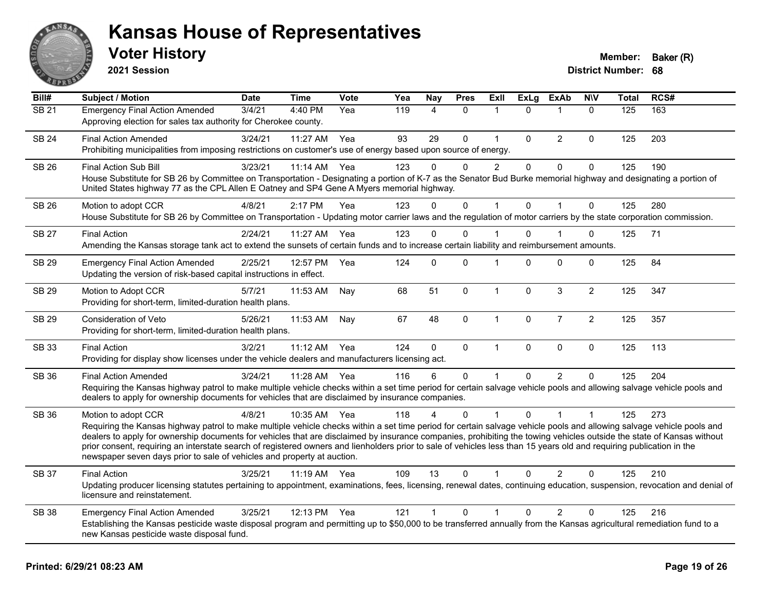# Kansas House of Representatives

## Voter History

**2021 Session**

**Member:** Baker (R)
**District Number:** 68

| Bill# | Subject / Motion | Date | Time | Vote | Yea | Nay | Pres | ExII | ExLg | ExAb | N\V | Total | RCS# |
|---|---|---|---|---|---|---|---|---|---|---|---|---|---|
| SB 21 | Emergency Final Action Amended | 3/4/21 | 4:40 PM | Yea | 119 | 4 | 0 | 1 | 0 | 1 | 0 | 125 | 163 |
| | Approving election for sales tax authority for Cherokee county. | | | | | | | | | | | | |
| SB 24 | Final Action Amended | 3/24/21 | 11:27 AM | Yea | 93 | 29 | 0 | 1 | 0 | 2 | 0 | 125 | 203 |
| | Prohibiting municipalities from imposing restrictions on customer's use of energy based upon source of energy. | | | | | | | | | | | | |
| SB 26 | Final Action Sub Bill | 3/23/21 | 11:14 AM | Yea | 123 | 0 | 0 | 2 | 0 | 0 | 0 | 125 | 190 |
| | House Substitute for SB 26 by Committee on Transportation - Designating a portion of K-7 as the Senator Bud Burke memorial highway and designating a portion of United States highway 77 as the CPL Allen E Oatney and SP4 Gene A Myers memorial highway. | | | | | | | | | | | | |
| SB 26 | Motion to adopt CCR | 4/8/21 | 2:17 PM | Yea | 123 | 0 | 0 | 1 | 0 | 1 | 0 | 125 | 280 |
| | House Substitute for SB 26 by Committee on Transportation - Updating motor carrier laws and the regulation of motor carriers by the state corporation commission. | | | | | | | | | | | | |
| SB 27 | Final Action | 2/24/21 | 11:27 AM | Yea | 123 | 0 | 0 | 1 | 0 | 1 | 0 | 125 | 71 |
| | Amending the Kansas storage tank act to extend the sunsets of certain funds and to increase certain liability and reimbursement amounts. | | | | | | | | | | | | |
| SB 29 | Emergency Final Action Amended | 2/25/21 | 12:57 PM | Yea | 124 | 0 | 0 | 1 | 0 | 0 | 0 | 125 | 84 |
| | Updating the version of risk-based capital instructions in effect. | | | | | | | | | | | | |
| SB 29 | Motion to Adopt CCR | 5/7/21 | 11:53 AM | Nay | 68 | 51 | 0 | 1 | 0 | 3 | 2 | 125 | 347 |
| | Providing for short-term, limited-duration health plans. | | | | | | | | | | | | |
| SB 29 | Consideration of Veto | 5/26/21 | 11:53 AM | Nay | 67 | 48 | 0 | 1 | 0 | 7 | 2 | 125 | 357 |
| | Providing for short-term, limited-duration health plans. | | | | | | | | | | | | |
| SB 33 | Final Action | 3/2/21 | 11:12 AM | Yea | 124 | 0 | 0 | 1 | 0 | 0 | 0 | 125 | 113 |
| | Providing for display show licenses under the vehicle dealers and manufacturers licensing act. | | | | | | | | | | | | |
| SB 36 | Final Action Amended | 3/24/21 | 11:28 AM | Yea | 116 | 6 | 0 | 1 | 0 | 2 | 0 | 125 | 204 |
| | Requiring the Kansas highway patrol to make multiple vehicle checks within a set time period for certain salvage vehicle pools and allowing salvage vehicle pools and dealers to apply for ownership documents for vehicles that are disclaimed by insurance companies. | | | | | | | | | | | | |
| SB 36 | Motion to adopt CCR | 4/8/21 | 10:35 AM | Yea | 118 | 4 | 0 | 1 | 0 | 1 | 1 | 125 | 273 |
| | Requiring the Kansas highway patrol to make multiple vehicle checks within a set time period for certain salvage vehicle pools and allowing salvage vehicle pools and dealers to apply for ownership documents for vehicles that are disclaimed by insurance companies, prohibiting the towing vehicles outside the state of Kansas without prior consent, requiring an interstate search of registered owners and lienholders prior to sale of vehicles less than 15 years old and requiring publication in the newspaper seven days prior to sale of vehicles and property at auction. | | | | | | | | | | | | |
| SB 37 | Final Action | 3/25/21 | 11:19 AM | Yea | 109 | 13 | 0 | 1 | 0 | 2 | 0 | 125 | 210 |
| | Updating producer licensing statutes pertaining to appointment, examinations, fees, licensing, renewal dates, continuing education, suspension, revocation and denial of licensure and reinstatement. | | | | | | | | | | | | |
| SB 38 | Emergency Final Action Amended | 3/25/21 | 12:13 PM | Yea | 121 | 1 | 0 | 1 | 0 | 2 | 0 | 125 | 216 |
| | Establishing the Kansas pesticide waste disposal program and permitting up to $50,000 to be transferred annually from the Kansas agricultural remediation fund to a new Kansas pesticide waste disposal fund. | | | | | | | | | | | | |

**Printed: 6/29/21 08:23 AM**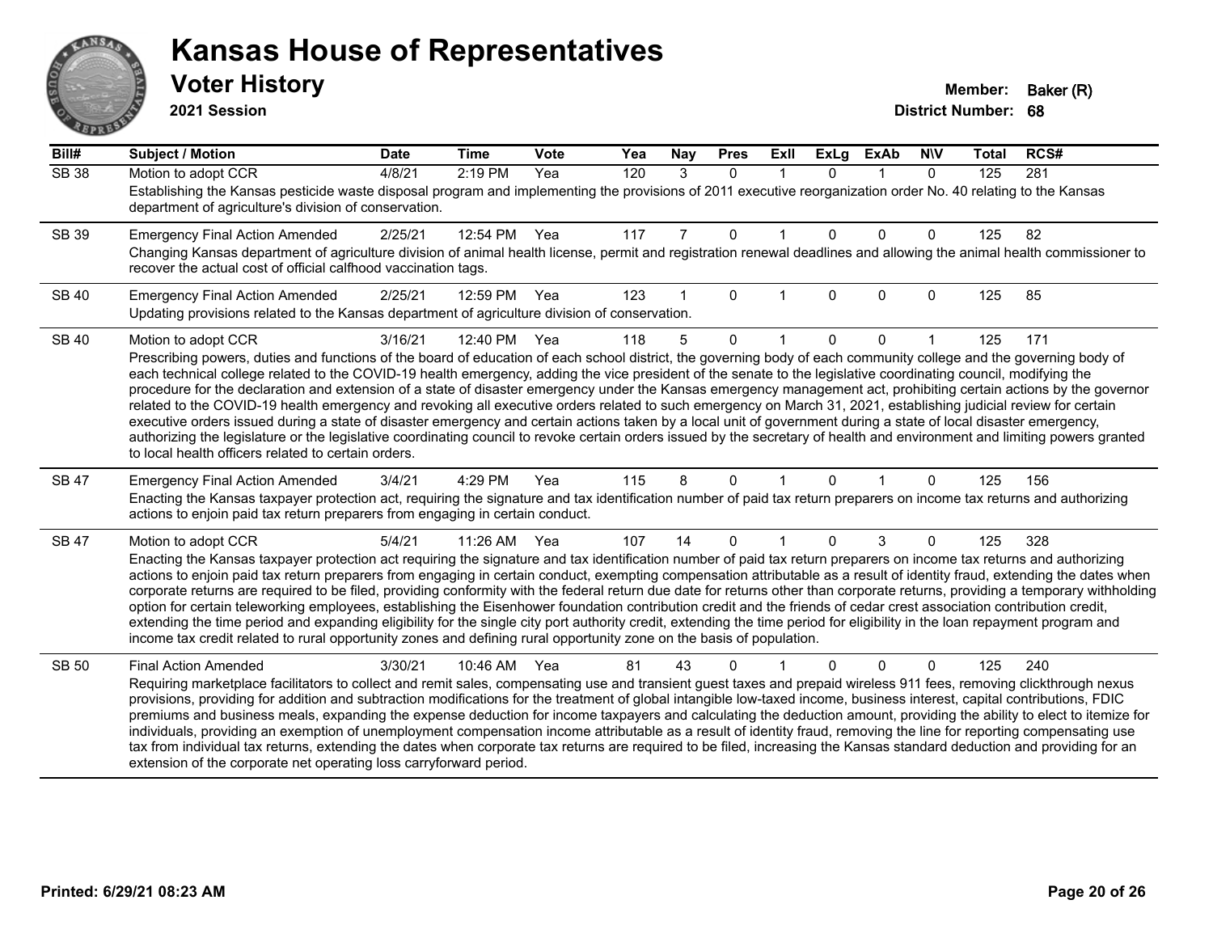# Kansas House of Representatives

## Voter History

**2021 Session**

**Member:** Baker (R)
**District Number:** 68

| Bill# | Subject / Motion | Date | Time | Vote | Yea | Nay | Pres | ExII | ExLg | ExAb | N\V | Total | RCS# |
|---|---|---|---|---|---|---|---|---|---|---|---|---|---|
| SB 38 | Motion to adopt CCR | 4/8/21 | 2:19 PM | Yea | 120 | 3 | 0 | 1 | 0 | 1 | 0 | 125 | 281 |
| | Establishing the Kansas pesticide waste disposal program and implementing the provisions of 2011 executive reorganization order No. 40 relating to the Kansas department of agriculture's division of conservation. | | | | | | | | | | | | |
| SB 39 | Emergency Final Action Amended | 2/25/21 | 12:54 PM | Yea | 117 | 7 | 0 | 1 | 0 | 0 | 0 | 125 | 82 |
| | Changing Kansas department of agriculture division of animal health license, permit and registration renewal deadlines and allowing the animal health commissioner to recover the actual cost of official calfhood vaccination tags. | | | | | | | | | | | | |
| SB 40 | Emergency Final Action Amended | 2/25/21 | 12:59 PM | Yea | 123 | 1 | 0 | 1 | 0 | 0 | 0 | 125 | 85 |
| | Updating provisions related to the Kansas department of agriculture division of conservation. | | | | | | | | | | | | |
| SB 40 | Motion to adopt CCR | 3/16/21 | 12:40 PM | Yea | 118 | 5 | 0 | 1 | 0 | 0 | 1 | 125 | 171 |
| | Prescribing powers, duties and functions of the board of education of each school district, the governing body of each community college and the governing body of each technical college related to the COVID-19 health emergency, adding the vice president of the senate to the legislative coordinating council, modifying the procedure for the declaration and extension of a state of disaster emergency under the Kansas emergency management act, prohibiting certain actions by the governor related to the COVID-19 health emergency and revoking all executive orders related to such emergency on March 31, 2021, establishing judicial review for certain executive orders issued during a state of disaster emergency and certain actions taken by a local unit of government during a state of local disaster emergency, authorizing the legislature or the legislative coordinating council to revoke certain orders issued by the secretary of health and environment and limiting powers granted to local health officers related to certain orders. | | | | | | | | | | | | |
| SB 47 | Emergency Final Action Amended | 3/4/21 | 4:29 PM | Yea | 115 | 8 | 0 | 1 | 0 | 1 | 0 | 125 | 156 |
| | Enacting the Kansas taxpayer protection act, requiring the signature and tax identification number of paid tax return preparers on income tax returns and authorizing actions to enjoin paid tax return preparers from engaging in certain conduct. | | | | | | | | | | | | |
| SB 47 | Motion to adopt CCR | 5/4/21 | 11:26 AM | Yea | 107 | 14 | 0 | 1 | 0 | 3 | 0 | 125 | 328 |
| | Enacting the Kansas taxpayer protection act requiring the signature and tax identification number of paid tax return preparers on income tax returns and authorizing actions to enjoin paid tax return preparers from engaging in certain conduct, exempting compensation attributable as a result of identity fraud, extending the dates when corporate returns are required to be filed, providing conformity with the federal return due date for returns other than corporate returns, providing a temporary withholding option for certain teleworking employees, establishing the Eisenhower foundation contribution credit and the friends of cedar crest association contribution credit, extending the time period and expanding eligibility for the single city port authority credit, extending the time period for eligibility in the loan repayment program and income tax credit related to rural opportunity zones and defining rural opportunity zone on the basis of population. | | | | | | | | | | | | |
| SB 50 | Final Action Amended | 3/30/21 | 10:46 AM | Yea | 81 | 43 | 0 | 1 | 0 | 0 | 0 | 125 | 240 |
| | Requiring marketplace facilitators to collect and remit sales, compensating use and transient guest taxes and prepaid wireless 911 fees, removing clickthrough nexus provisions, providing for addition and subtraction modifications for the treatment of global intangible low-taxed income, business interest, capital contributions, FDIC premiums and business meals, expanding the expense deduction for income taxpayers and calculating the deduction amount, providing the ability to elect to itemize for individuals, providing an exemption of unemployment compensation income attributable as a result of identity fraud, removing the line for reporting compensating use tax from individual tax returns, extending the dates when corporate tax returns are required to be filed, increasing the Kansas standard deduction and providing for an extension of the corporate net operating loss carryforward period. | | | | | | | | | | | | |

**Printed: 6/29/21 08:23 AM**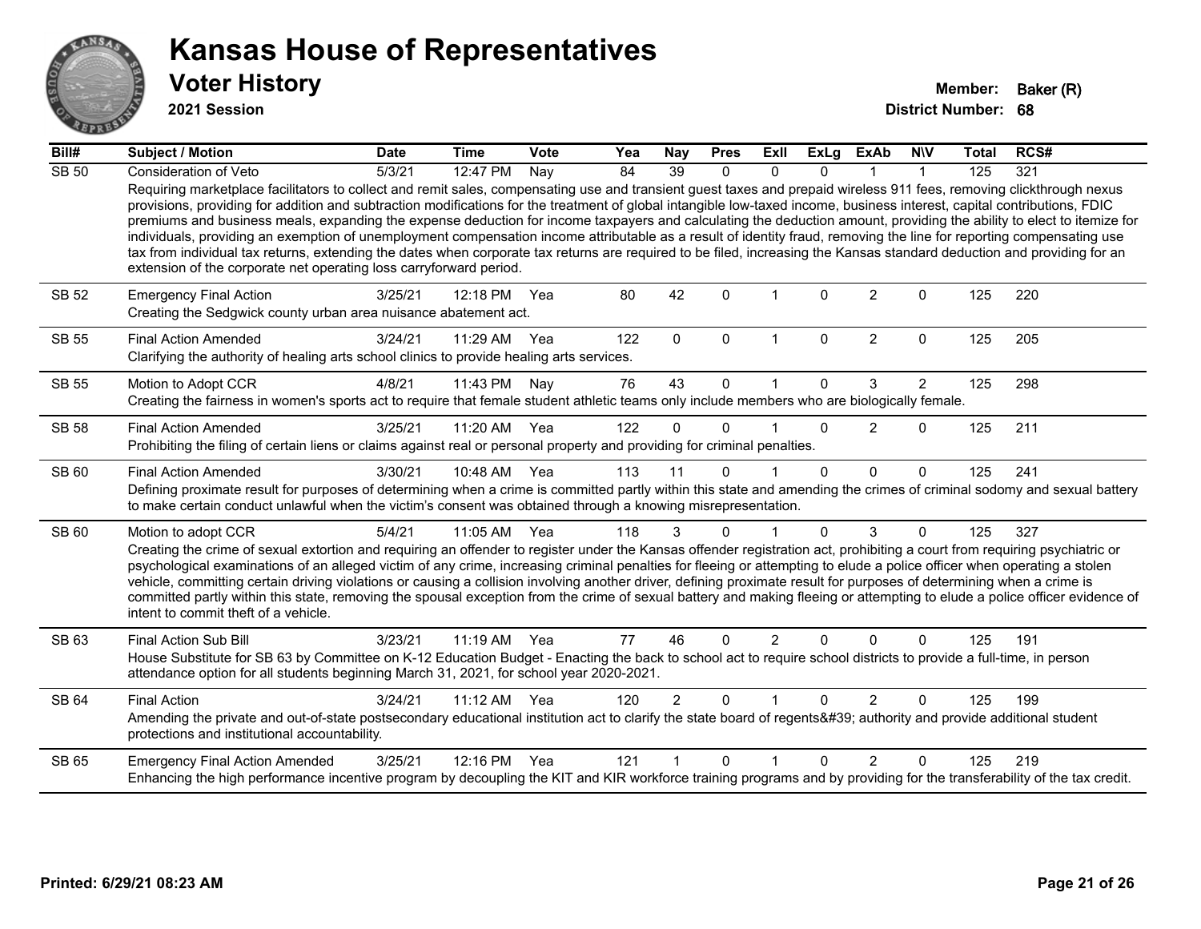# Kansas House of Representatives

## Voter History

**2021 Session**

**Member:** Baker (R)
**District Number:** 68

| Bill# | Subject / Motion | Date | Time | Vote | Yea | Nay | Pres | ExII | ExLg | ExAb | N\V | Total | RCS# |
|---|---|---|---|---|---|---|---|---|---|---|---|---|---|
| SB 50 | Consideration of Veto | 5/3/21 | 12:47 PM | Nay | 84 | 39 | 0 | 0 | 0 | 1 | 1 | 125 | 321 |
| | Requiring marketplace facilitators to collect and remit sales, compensating use and transient guest taxes and prepaid wireless 911 fees, removing clickthrough nexus provisions, providing for addition and subtraction modifications for the treatment of global intangible low-taxed income, business interest, capital contributions, FDIC premiums and business meals, expanding the expense deduction for income taxpayers and calculating the deduction amount, providing the ability to elect to itemize for individuals, providing an exemption of unemployment compensation income attributable as a result of identity fraud, removing the line for reporting compensating use tax from individual tax returns, extending the dates when corporate tax returns are required to be filed, increasing the Kansas standard deduction and providing for an extension of the corporate net operating loss carryforward period. | | | | | | | | | | | | |
| SB 52 | Emergency Final Action | 3/25/21 | 12:18 PM | Yea | 80 | 42 | 0 | 1 | 0 | 2 | 0 | 125 | 220 |
| | Creating the Sedgwick county urban area nuisance abatement act. | | | | | | | | | | | | |
| SB 55 | Final Action Amended | 3/24/21 | 11:29 AM | Yea | 122 | 0 | 0 | 1 | 0 | 2 | 0 | 125 | 205 |
| | Clarifying the authority of healing arts school clinics to provide healing arts services. | | | | | | | | | | | | |
| SB 55 | Motion to Adopt CCR | 4/8/21 | 11:43 PM | Nay | 76 | 43 | 0 | 1 | 0 | 3 | 2 | 125 | 298 |
| | Creating the fairness in women's sports act to require that female student athletic teams only include members who are biologically female. | | | | | | | | | | | | |
| SB 58 | Final Action Amended | 3/25/21 | 11:20 AM | Yea | 122 | 0 | 0 | 1 | 0 | 2 | 0 | 125 | 211 |
| | Prohibiting the filing of certain liens or claims against real or personal property and providing for criminal penalties. | | | | | | | | | | | | |
| SB 60 | Final Action Amended | 3/30/21 | 10:48 AM | Yea | 113 | 11 | 0 | 1 | 0 | 0 | 0 | 125 | 241 |
| | Defining proximate result for purposes of determining when a crime is committed partly within this state and amending the crimes of criminal sodomy and sexual battery to make certain conduct unlawful when the victim's consent was obtained through a knowing misrepresentation. | | | | | | | | | | | | |
| SB 60 | Motion to adopt CCR | 5/4/21 | 11:05 AM | Yea | 118 | 3 | 0 | 1 | 0 | 3 | 0 | 125 | 327 |
| | Creating the crime of sexual extortion and requiring an offender to register under the Kansas offender registration act, prohibiting a court from requiring psychiatric or psychological examinations of an alleged victim of any crime, increasing criminal penalties for fleeing or attempting to elude a police officer when operating a stolen vehicle, committing certain driving violations or causing a collision involving another driver, defining proximate result for purposes of determining when a crime is committed partly within this state, removing the spousal exception from the crime of sexual battery and making fleeing or attempting to elude a police officer evidence of intent to commit theft of a vehicle. | | | | | | | | | | | | |
| SB 63 | Final Action Sub Bill | 3/23/21 | 11:19 AM | Yea | 77 | 46 | 0 | 2 | 0 | 0 | 0 | 125 | 191 |
| | House Substitute for SB 63 by Committee on K-12 Education Budget - Enacting the back to school act to require school districts to provide a full-time, in person attendance option for all students beginning March 31, 2021, for school year 2020-2021. | | | | | | | | | | | | |
| SB 64 | Final Action | 3/24/21 | 11:12 AM | Yea | 120 | 2 | 0 | 1 | 0 | 2 | 0 | 125 | 199 |
| | Amending the private and out-of-state postsecondary educational institution act to clarify the state board of regents&#39; authority and provide additional student protections and institutional accountability. | | | | | | | | | | | | |
| SB 65 | Emergency Final Action Amended | 3/25/21 | 12:16 PM | Yea | 121 | 1 | 0 | 1 | 0 | 2 | 0 | 125 | 219 |
| | Enhancing the high performance incentive program by decoupling the KIT and KIR workforce training programs and by providing for the transferability of the tax credit. | | | | | | | | | | | | |

**Printed: 6/29/21 08:23 AM**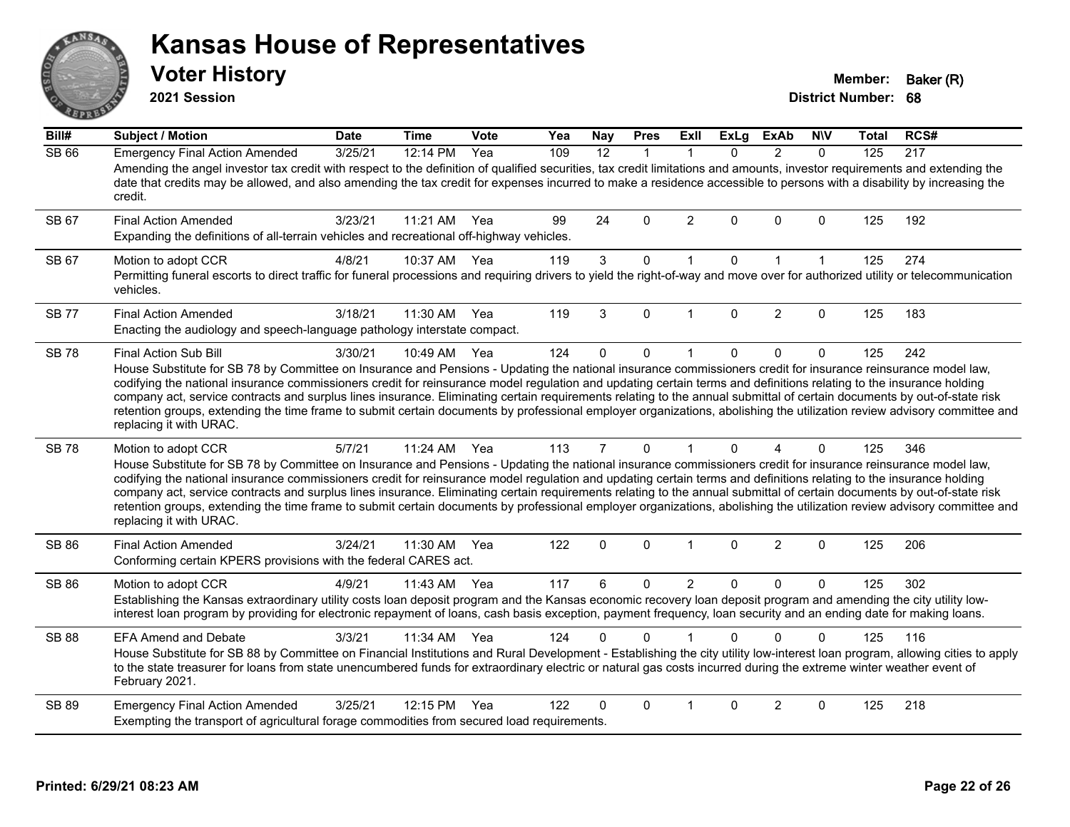# Kansas House of Representatives

## Voter History

**2021 Session**

**Member:** Baker (R)
**District Number:** 68

| Bill# | Subject / Motion | Date | Time | Vote | Yea | Nay | Pres | ExII | ExLg | ExAb | N\V | Total | RCS# |
|---|---|---|---|---|---|---|---|---|---|---|---|---|---|
| SB 66 | Emergency Final Action Amended | 3/25/21 | 12:14 PM | Yea | 109 | 12 | 1 | 1 | 0 | 2 | 0 | 125 | 217 |
| | Amending the angel investor tax credit with respect to the definition of qualified securities, tax credit limitations and amounts, investor requirements and extending the date that credits may be allowed, and also amending the tax credit for expenses incurred to make a residence accessible to persons with a disability by increasing the credit. | | | | | | | | | | | | |
| SB 67 | Final Action Amended | 3/23/21 | 11:21 AM | Yea | 99 | 24 | 0 | 2 | 0 | 0 | 0 | 125 | 192 |
| | Expanding the definitions of all-terrain vehicles and recreational off-highway vehicles. | | | | | | | | | | | | |
| SB 67 | Motion to adopt CCR | 4/8/21 | 10:37 AM | Yea | 119 | 3 | 0 | 1 | 0 | 1 | 1 | 125 | 274 |
| | Permitting funeral escorts to direct traffic for funeral processions and requiring drivers to yield the right-of-way and move over for authorized utility or telecommunication vehicles. | | | | | | | | | | | | |
| SB 77 | Final Action Amended | 3/18/21 | 11:30 AM | Yea | 119 | 3 | 0 | 1 | 0 | 2 | 0 | 125 | 183 |
| | Enacting the audiology and speech-language pathology interstate compact. | | | | | | | | | | | | |
| SB 78 | Final Action Sub Bill | 3/30/21 | 10:49 AM | Yea | 124 | 0 | 0 | 1 | 0 | 0 | 0 | 125 | 242 |
| | House Substitute for SB 78 by Committee on Insurance and Pensions - Updating the national insurance commissioners credit for insurance reinsurance model law, codifying the national insurance commissioners credit for reinsurance model regulation and updating certain terms and definitions relating to the insurance holding company act, service contracts and surplus lines insurance. Eliminating certain requirements relating to the annual submittal of certain documents by out-of-state risk retention groups, extending the time frame to submit certain documents by professional employer organizations, abolishing the utilization review advisory committee and replacing it with URAC. | | | | | | | | | | | | |
| SB 78 | Motion to adopt CCR | 5/7/21 | 11:24 AM | Yea | 113 | 7 | 0 | 1 | 0 | 4 | 0 | 125 | 346 |
| | House Substitute for SB 78 by Committee on Insurance and Pensions - Updating the national insurance commissioners credit for insurance reinsurance model law, codifying the national insurance commissioners credit for reinsurance model regulation and updating certain terms and definitions relating to the insurance holding company act, service contracts and surplus lines insurance. Eliminating certain requirements relating to the annual submittal of certain documents by out-of-state risk retention groups, extending the time frame to submit certain documents by professional employer organizations, abolishing the utilization review advisory committee and replacing it with URAC. | | | | | | | | | | | | |
| SB 86 | Final Action Amended | 3/24/21 | 11:30 AM | Yea | 122 | 0 | 0 | 1 | 0 | 2 | 0 | 125 | 206 |
| | Conforming certain KPERS provisions with the federal CARES act. | | | | | | | | | | | | |
| SB 86 | Motion to adopt CCR | 4/9/21 | 11:43 AM | Yea | 117 | 6 | 0 | 2 | 0 | 0 | 0 | 125 | 302 |
| | Establishing the Kansas extraordinary utility costs loan deposit program and the Kansas economic recovery loan deposit program and amending the city utility low-interest loan program by providing for electronic repayment of loans, cash basis exception, payment frequency, loan security and an ending date for making loans. | | | | | | | | | | | | |
| SB 88 | EFA Amend and Debate | 3/3/21 | 11:34 AM | Yea | 124 | 0 | 0 | 1 | 0 | 0 | 0 | 125 | 116 |
| | House Substitute for SB 88 by Committee on Financial Institutions and Rural Development - Establishing the city utility low-interest loan program, allowing cities to apply to the state treasurer for loans from state unencumbered funds for extraordinary electric or natural gas costs incurred during the extreme winter weather event of February 2021. | | | | | | | | | | | | |
| SB 89 | Emergency Final Action Amended | 3/25/21 | 12:15 PM | Yea | 122 | 0 | 0 | 1 | 0 | 2 | 0 | 125 | 218 |
| | Exempting the transport of agricultural forage commodities from secured load requirements. | | | | | | | | | | | | |

**Printed: 6/29/21 08:23 AM**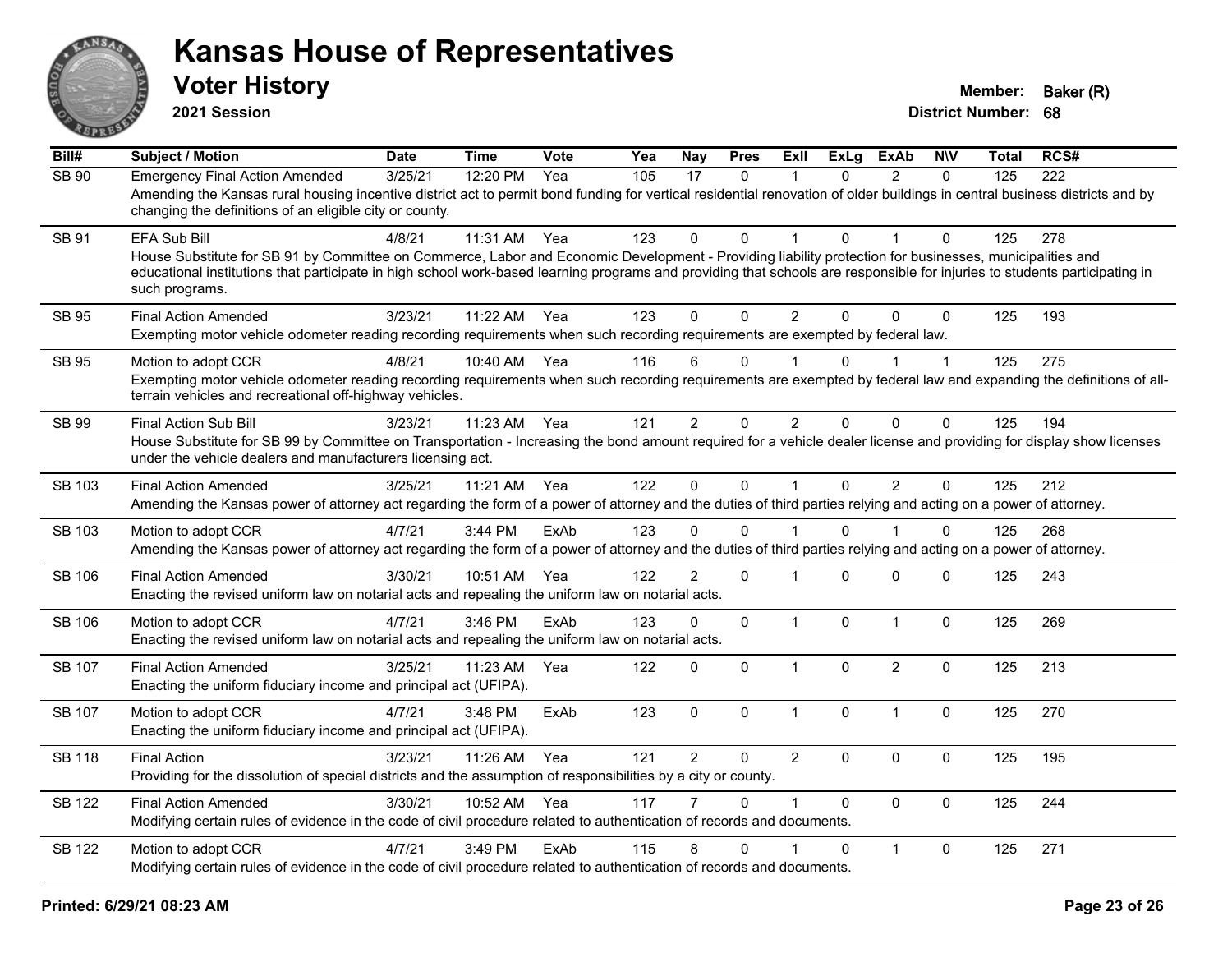# Kansas House of Representatives

## Voter History

**2021 Session**

**Member:** Baker (R)
**District Number:** 68

| Bill# | Subject / Motion | Date | Time | Vote | Yea | Nay | Pres | ExIl | ExLg | ExAb | N\V | Total | RCS# |
|---|---|---|---|---|---|---|---|---|---|---|---|---|---|
| SB 90 | Emergency Final Action Amended | 3/25/21 | 12:20 PM | Yea | 105 | 17 | 0 | 1 | 0 | 2 | 0 | 125 | 222 |
| | Amending the Kansas rural housing incentive district act to permit bond funding for vertical residential renovation of older buildings in central business districts and by changing the definitions of an eligible city or county. | | | | | | | | | | | | |
| SB 91 | EFA Sub Bill | 4/8/21 | 11:31 AM | Yea | 123 | 0 | 0 | 1 | 0 | 1 | 0 | 125 | 278 |
| | House Substitute for SB 91 by Committee on Commerce, Labor and Economic Development - Providing liability protection for businesses, municipalities and educational institutions that participate in high school work-based learning programs and providing that schools are responsible for injuries to students participating in such programs. | | | | | | | | | | | | |
| SB 95 | Final Action Amended | 3/23/21 | 11:22 AM | Yea | 123 | 0 | 0 | 2 | 0 | 0 | 0 | 125 | 193 |
| | Exempting motor vehicle odometer reading recording requirements when such recording requirements are exempted by federal law. | | | | | | | | | | | | |
| SB 95 | Motion to adopt CCR | 4/8/21 | 10:40 AM | Yea | 116 | 6 | 0 | 1 | 0 | 1 | 1 | 125 | 275 |
| | Exempting motor vehicle odometer reading recording requirements when such recording requirements are exempted by federal law and expanding the definitions of all-terrain vehicles and recreational off-highway vehicles. | | | | | | | | | | | | |
| SB 99 | Final Action Sub Bill | 3/23/21 | 11:23 AM | Yea | 121 | 2 | 0 | 2 | 0 | 0 | 0 | 125 | 194 |
| | House Substitute for SB 99 by Committee on Transportation - Increasing the bond amount required for a vehicle dealer license and providing for display show licenses under the vehicle dealers and manufacturers licensing act. | | | | | | | | | | | | |
| SB 103 | Final Action Amended | 3/25/21 | 11:21 AM | Yea | 122 | 0 | 0 | 1 | 0 | 2 | 0 | 125 | 212 |
| | Amending the Kansas power of attorney act regarding the form of a power of attorney and the duties of third parties relying and acting on a power of attorney. | | | | | | | | | | | | |
| SB 103 | Motion to adopt CCR | 4/7/21 | 3:44 PM | ExAb | 123 | 0 | 0 | 1 | 0 | 1 | 0 | 125 | 268 |
| | Amending the Kansas power of attorney act regarding the form of a power of attorney and the duties of third parties relying and acting on a power of attorney. | | | | | | | | | | | | |
| SB 106 | Final Action Amended | 3/30/21 | 10:51 AM | Yea | 122 | 2 | 0 | 1 | 0 | 0 | 0 | 125 | 243 |
| | Enacting the revised uniform law on notarial acts and repealing the uniform law on notarial acts. | | | | | | | | | | | | |
| SB 106 | Motion to adopt CCR | 4/7/21 | 3:46 PM | ExAb | 123 | 0 | 0 | 1 | 0 | 1 | 0 | 125 | 269 |
| | Enacting the revised uniform law on notarial acts and repealing the uniform law on notarial acts. | | | | | | | | | | | | |
| SB 107 | Final Action Amended | 3/25/21 | 11:23 AM | Yea | 122 | 0 | 0 | 1 | 0 | 2 | 0 | 125 | 213 |
| | Enacting the uniform fiduciary income and principal act (UFIPA). | | | | | | | | | | | | |
| SB 107 | Motion to adopt CCR | 4/7/21 | 3:48 PM | ExAb | 123 | 0 | 0 | 1 | 0 | 1 | 0 | 125 | 270 |
| | Enacting the uniform fiduciary income and principal act (UFIPA). | | | | | | | | | | | | |
| SB 118 | Final Action | 3/23/21 | 11:26 AM | Yea | 121 | 2 | 0 | 2 | 0 | 0 | 0 | 125 | 195 |
| | Providing for the dissolution of special districts and the assumption of responsibilities by a city or county. | | | | | | | | | | | | |
| SB 122 | Final Action Amended | 3/30/21 | 10:52 AM | Yea | 117 | 7 | 0 | 1 | 0 | 0 | 0 | 125 | 244 |
| | Modifying certain rules of evidence in the code of civil procedure related to authentication of records and documents. | | | | | | | | | | | | |
| SB 122 | Motion to adopt CCR | 4/7/21 | 3:49 PM | ExAb | 115 | 8 | 0 | 1 | 0 | 1 | 0 | 125 | 271 |
| | Modifying certain rules of evidence in the code of civil procedure related to authentication of records and documents. | | | | | | | | | | | | |

Printed: 6/29/21 08:23 AM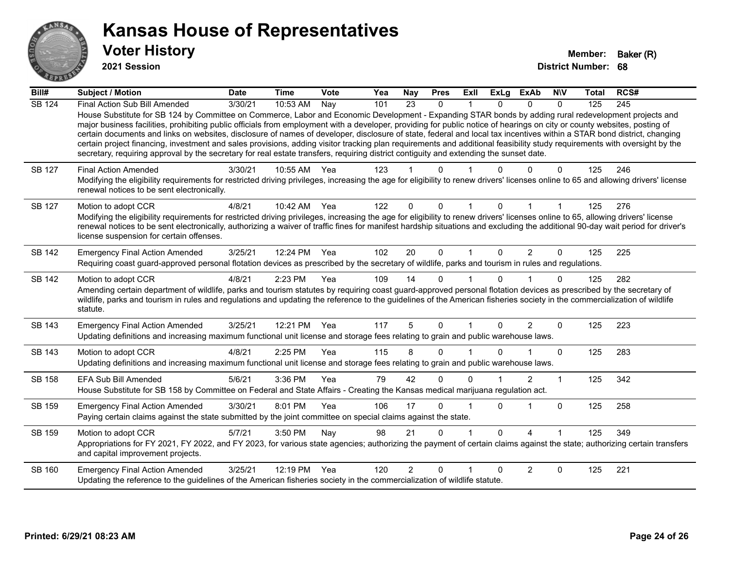# Kansas House of Representatives

## Voter History

**2021 Session**

**Member:** Baker (R)
**District Number:** 68

| Bill# | Subject / Motion | Date | Time | Vote | Yea | Nay | Pres | ExII | ExLg | ExAb | N\V | Total | RCS# |
|---|---|---|---|---|---|---|---|---|---|---|---|---|---|
| SB 124 | Final Action Sub Bill Amended | 3/30/21 | 10:53 AM | Nay | 101 | 23 | 0 | 1 | 0 | 0 | 0 | 125 | 245 |
| | House Substitute for SB 124 by Committee on Commerce, Labor and Economic Development - Expanding STAR bonds by adding rural redevelopment projects and major business facilities, prohibiting public officials from employment with a developer, providing for public notice of hearings on city or county websites, posting of certain documents and links on websites, disclosure of names of developer, disclosure of state, federal and local tax incentives within a STAR bond district, changing certain project financing, investment and sales provisions, adding visitor tracking plan requirements and additional feasibility study requirements with oversight by the secretary, requiring approval by the secretary for real estate transfers, requiring district contiguity and extending the sunset date. | | | | | | | | | | | | |
| SB 127 | Final Action Amended | 3/30/21 | 10:55 AM | Yea | 123 | 1 | 0 | 1 | 0 | 0 | 0 | 125 | 246 |
| | Modifying the eligibility requirements for restricted driving privileges, increasing the age for eligibility to renew drivers' licenses online to 65 and allowing drivers' license renewal notices to be sent electronically. | | | | | | | | | | | | |
| SB 127 | Motion to adopt CCR | 4/8/21 | 10:42 AM | Yea | 122 | 0 | 0 | 1 | 0 | 1 | 1 | 125 | 276 |
| | Modifying the eligibility requirements for restricted driving privileges, increasing the age for eligibility to renew drivers' licenses online to 65, allowing drivers' license renewal notices to be sent electronically, authorizing a waiver of traffic fines for manifest hardship situations and excluding the additional 90-day wait period for driver's license suspension for certain offenses. | | | | | | | | | | | | |
| SB 142 | Emergency Final Action Amended | 3/25/21 | 12:24 PM | Yea | 102 | 20 | 0 | 1 | 0 | 2 | 0 | 125 | 225 |
| | Requiring coast guard-approved personal flotation devices as prescribed by the secretary of wildlife, parks and tourism in rules and regulations. | | | | | | | | | | | | |
| SB 142 | Motion to adopt CCR | 4/8/21 | 2:23 PM | Yea | 109 | 14 | 0 | 1 | 0 | 1 | 0 | 125 | 282 |
| | Amending certain department of wildlife, parks and tourism statutes by requiring coast guard-approved personal flotation devices as prescribed by the secretary of wildlife, parks and tourism in rules and regulations and updating the reference to the guidelines of the American fisheries society in the commercialization of wildlife statute. | | | | | | | | | | | | |
| SB 143 | Emergency Final Action Amended | 3/25/21 | 12:21 PM | Yea | 117 | 5 | 0 | 1 | 0 | 2 | 0 | 125 | 223 |
| | Updating definitions and increasing maximum functional unit license and storage fees relating to grain and public warehouse laws. | | | | | | | | | | | | |
| SB 143 | Motion to adopt CCR | 4/8/21 | 2:25 PM | Yea | 115 | 8 | 0 | 1 | 0 | 1 | 0 | 125 | 283 |
| | Updating definitions and increasing maximum functional unit license and storage fees relating to grain and public warehouse laws. | | | | | | | | | | | | |
| SB 158 | EFA Sub Bill Amended | 5/6/21 | 3:36 PM | Yea | 79 | 42 | 0 | 0 | 1 | 2 | 1 | 125 | 342 |
| | House Substitute for SB 158 by Committee on Federal and State Affairs - Creating the Kansas medical marijuana regulation act. | | | | | | | | | | | | |
| SB 159 | Emergency Final Action Amended | 3/30/21 | 8:01 PM | Yea | 106 | 17 | 0 | 1 | 0 | 1 | 0 | 125 | 258 |
| | Paying certain claims against the state submitted by the joint committee on special claims against the state. | | | | | | | | | | | | |
| SB 159 | Motion to adopt CCR | 5/7/21 | 3:50 PM | Nay | 98 | 21 | 0 | 1 | 0 | 4 | 1 | 125 | 349 |
| | Appropriations for FY 2021, FY 2022, and FY 2023, for various state agencies; authorizing the payment of certain claims against the state; authorizing certain transfers and capital improvement projects. | | | | | | | | | | | | |
| SB 160 | Emergency Final Action Amended | 3/25/21 | 12:19 PM | Yea | 120 | 2 | 0 | 1 | 0 | 2 | 0 | 125 | 221 |
| | Updating the reference to the guidelines of the American fisheries society in the commercialization of wildlife statute. | | | | | | | | | | | | |

**Printed: 6/29/21 08:23 AM**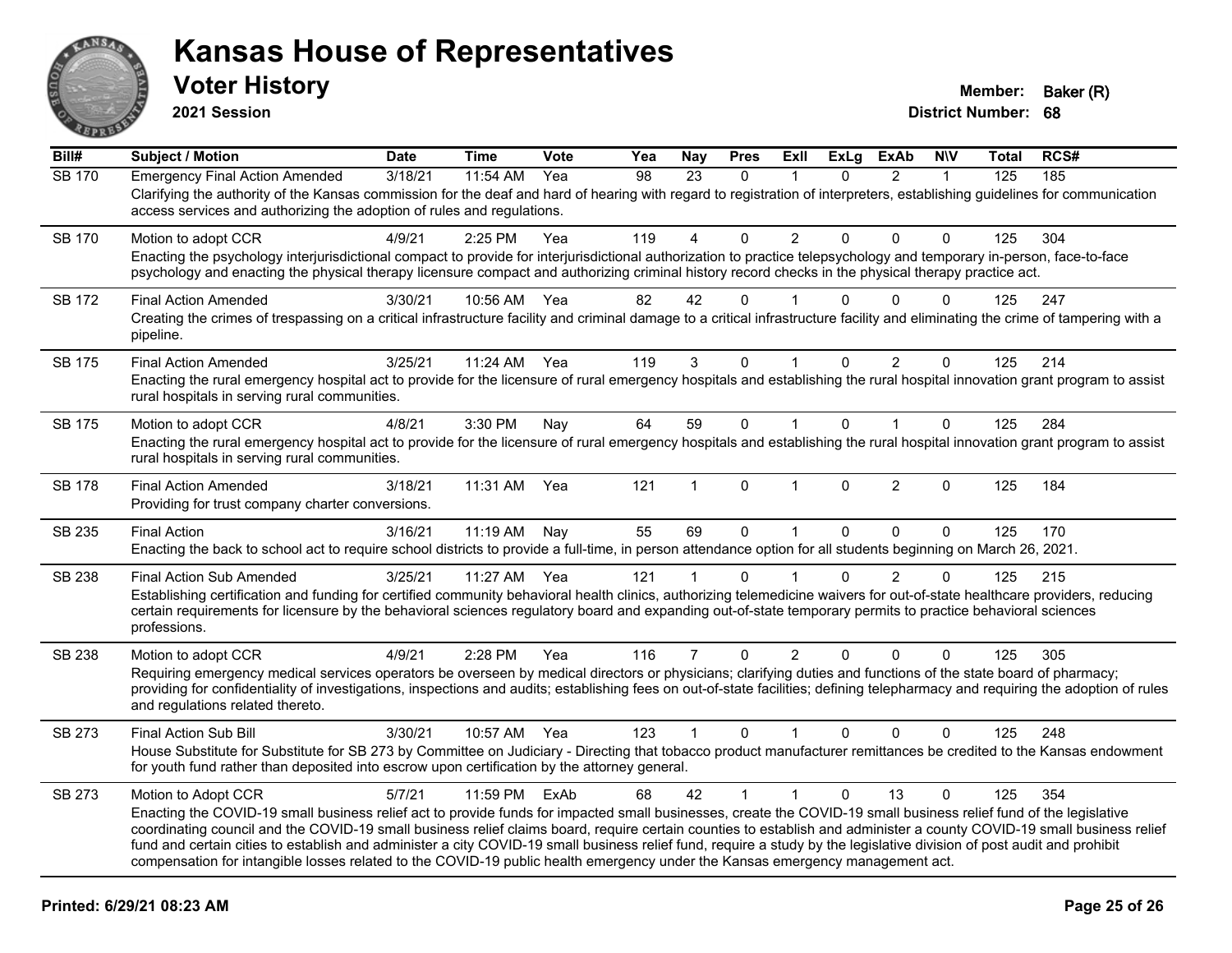# Kansas House of Representatives

## Voter History

**2021 Session**

**Member:** Baker (R)
**District Number:** 68

| Bill# | Subject / Motion | Date | Time | Vote | Yea | Nay | Pres | ExII | ExLg | ExAb | N\V | Total | RCS# |
|---|---|---|---|---|---|---|---|---|---|---|---|---|---|
| SB 170 | Emergency Final Action Amended | 3/18/21 | 11:54 AM | Yea | 98 | 23 | 0 | 1 | 0 | 2 | 1 | 125 | 185 |
| | Clarifying the authority of the Kansas commission for the deaf and hard of hearing with regard to registration of interpreters, establishing guidelines for communication access services and authorizing the adoption of rules and regulations. | | | | | | | | | | | | |
| SB 170 | Motion to adopt CCR | 4/9/21 | 2:25 PM | Yea | 119 | 4 | 0 | 2 | 0 | 0 | 0 | 125 | 304 |
| | Enacting the psychology interjurisdictional compact to provide for interjurisdictional authorization to practice telepsychology and temporary in-person, face-to-face psychology and enacting the physical therapy licensure compact and authorizing criminal history record checks in the physical therapy practice act. | | | | | | | | | | | | |
| SB 172 | Final Action Amended | 3/30/21 | 10:56 AM | Yea | 82 | 42 | 0 | 1 | 0 | 0 | 0 | 125 | 247 |
| | Creating the crimes of trespassing on a critical infrastructure facility and criminal damage to a critical infrastructure facility and eliminating the crime of tampering with a pipeline. | | | | | | | | | | | | |
| SB 175 | Final Action Amended | 3/25/21 | 11:24 AM | Yea | 119 | 3 | 0 | 1 | 0 | 2 | 0 | 125 | 214 |
| | Enacting the rural emergency hospital act to provide for the licensure of rural emergency hospitals and establishing the rural hospital innovation grant program to assist rural hospitals in serving rural communities. | | | | | | | | | | | | |
| SB 175 | Motion to adopt CCR | 4/8/21 | 3:30 PM | Nay | 64 | 59 | 0 | 1 | 0 | 1 | 0 | 125 | 284 |
| | Enacting the rural emergency hospital act to provide for the licensure of rural emergency hospitals and establishing the rural hospital innovation grant program to assist rural hospitals in serving rural communities. | | | | | | | | | | | | |
| SB 178 | Final Action Amended | 3/18/21 | 11:31 AM | Yea | 121 | 1 | 0 | 1 | 0 | 2 | 0 | 125 | 184 |
| | Providing for trust company charter conversions. | | | | | | | | | | | | |
| SB 235 | Final Action | 3/16/21 | 11:19 AM | Nay | 55 | 69 | 0 | 1 | 0 | 0 | 0 | 125 | 170 |
| | Enacting the back to school act to require school districts to provide a full-time, in person attendance option for all students beginning on March 26, 2021. | | | | | | | | | | | | |
| SB 238 | Final Action Sub Amended | 3/25/21 | 11:27 AM | Yea | 121 | 1 | 0 | 1 | 0 | 2 | 0 | 125 | 215 |
| | Establishing certification and funding for certified community behavioral health clinics, authorizing telemedicine waivers for out-of-state healthcare providers, reducing certain requirements for licensure by the behavioral sciences regulatory board and expanding out-of-state temporary permits to practice behavioral sciences professions. | | | | | | | | | | | | |
| SB 238 | Motion to adopt CCR | 4/9/21 | 2:28 PM | Yea | 116 | 7 | 0 | 2 | 0 | 0 | 0 | 125 | 305 |
| | Requiring emergency medical services operators be overseen by medical directors or physicians; clarifying duties and functions of the state board of pharmacy; providing for confidentiality of investigations, inspections and audits; establishing fees on out-of-state facilities; defining telepharmacy and requiring the adoption of rules and regulations related thereto. | | | | | | | | | | | | |
| SB 273 | Final Action Sub Bill | 3/30/21 | 10:57 AM | Yea | 123 | 1 | 0 | 1 | 0 | 0 | 0 | 125 | 248 |
| | House Substitute for Substitute for SB 273 by Committee on Judiciary - Directing that tobacco product manufacturer remittances be credited to the Kansas endowment for youth fund rather than deposited into escrow upon certification by the attorney general. | | | | | | | | | | | | |
| SB 273 | Motion to Adopt CCR | 5/7/21 | 11:59 PM | ExAb | 68 | 42 | 1 | 1 | 0 | 13 | 0 | 125 | 354 |
| | Enacting the COVID-19 small business relief act to provide funds for impacted small businesses, create the COVID-19 small business relief fund of the legislative coordinating council and the COVID-19 small business relief claims board, require certain counties to establish and administer a county COVID-19 small business relief fund and certain cities to establish and administer a city COVID-19 small business relief fund, require a study by the legislative division of post audit and prohibit compensation for intangible losses related to the COVID-19 public health emergency under the Kansas emergency management act. | | | | | | | | | | | | |

Printed: 6/29/21 08:23 AM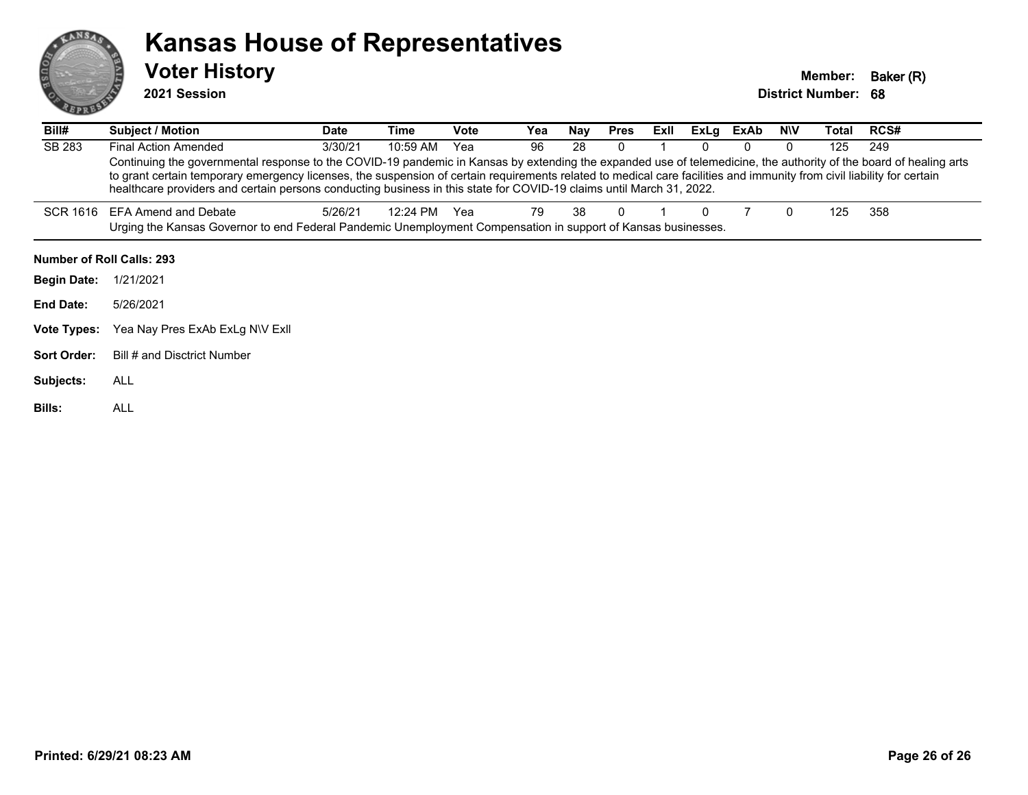# Kansas House of Representatives

## Voter History

**2021 Session**

**Member:** Baker (R)
**District Number:** 68

| Bill# | Subject / Motion | Date | Time | Vote | Yea | Nay | Pres | ExII | ExLg | ExAb | N\V | Total | RCS# |
|---|---|---|---|---|---|---|---|---|---|---|---|---|---|
| SB 283 | Final Action Amended | 3/30/21 | 10:59 AM | Yea | 96 | 28 | 0 | 1 | 0 | 0 | 0 | 125 | 249 |
| | Continuing the governmental response to the COVID-19 pandemic in Kansas by extending the expanded use of telemedicine, the authority of the board of healing arts to grant certain temporary emergency licenses, the suspension of certain requirements related to medical care facilities and immunity from civil liability for certain healthcare providers and certain persons conducting business in this state for COVID-19 claims until March 31, 2022. | | | | | | | | | | | | |
| SCR 1616 | EFA Amend and Debate | 5/26/21 | 12:24 PM | Yea | 79 | 38 | 0 | 1 | 0 | 7 | 0 | 125 | 358 |
| | Urging the Kansas Governor to end Federal Pandemic Unemployment Compensation in support of Kansas businesses. | | | | | | | | | | | | |

**Number of Roll Calls: 293**

**Begin Date:** 1/21/2021

**End Date:** 5/26/2021

**Vote Types:** Yea Nay Pres ExAb ExLg N\V ExII

**Sort Order:** Bill # and Disctrict Number

**Subjects:** ALL

**Bills:** ALL

**Printed: 6/29/21 08:23 AM**